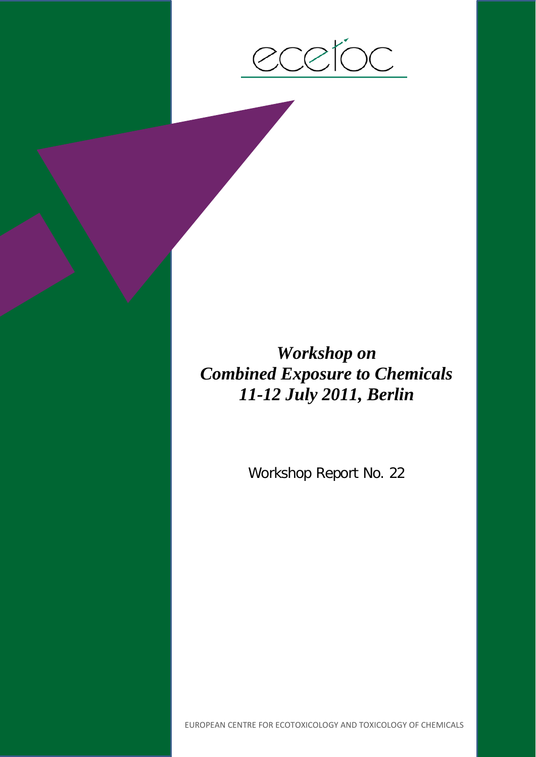ecetoc

# *Workshop on Combined Exposure to Chemicals 11-12 July 2011, Berlin*

Workshop Report No. 22

EUROPEAN CENTRE FOR ECOTOXICOLOGY AND TOXICOLOGY OF CHEMICALS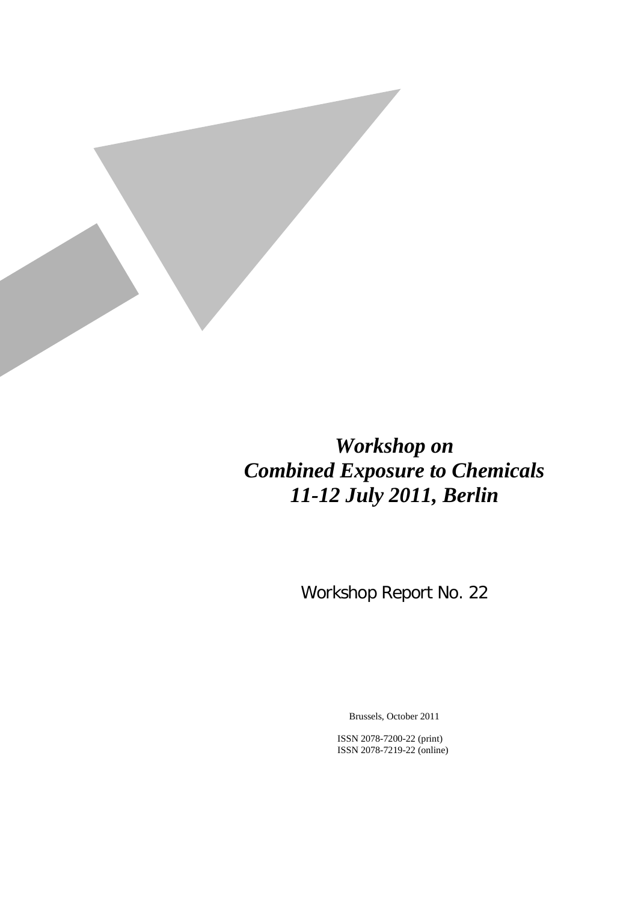# *Workshop on Combined Exposure to Chemicals 11-12 July 2011, Berlin*

Workshop Report No. 22

Brussels, October 2011

ISSN 2078-7200-22 (print)
ISSN 2078-7219-22 (online)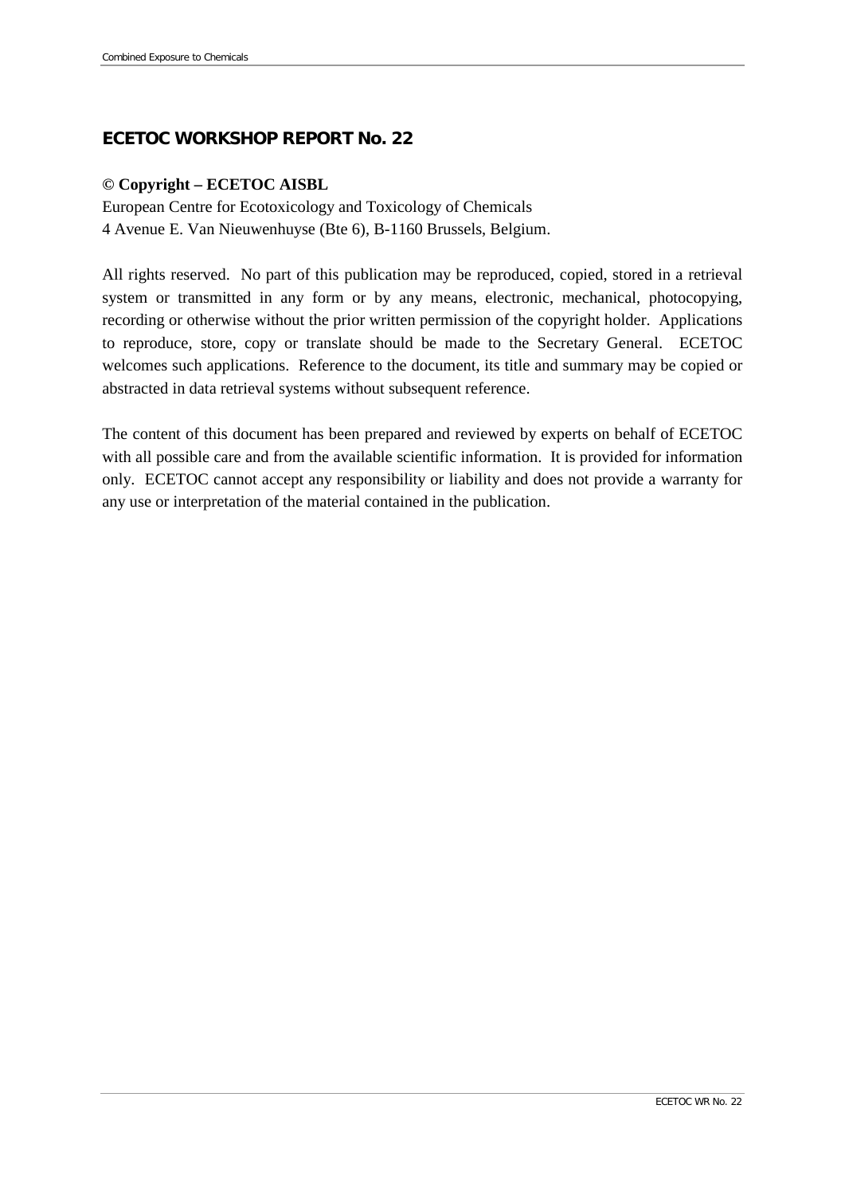## ECETOC WORKSHOP REPORT No. 22

**© Copyright – ECETOC AISBL**

European Centre for Ecotoxicology and Toxicology of Chemicals
4 Avenue E. Van Nieuwenhuyse (Bte 6), B-1160 Brussels, Belgium.

All rights reserved. No part of this publication may be reproduced, copied, stored in a retrieval system or transmitted in any form or by any means, electronic, mechanical, photocopying, recording or otherwise without the prior written permission of the copyright holder. Applications to reproduce, store, copy or translate should be made to the Secretary General. ECETOC welcomes such applications. Reference to the document, its title and summary may be copied or abstracted in data retrieval systems without subsequent reference.

The content of this document has been prepared and reviewed by experts on behalf of ECETOC with all possible care and from the available scientific information. It is provided for information only. ECETOC cannot accept any responsibility or liability and does not provide a warranty for any use or interpretation of the material contained in the publication.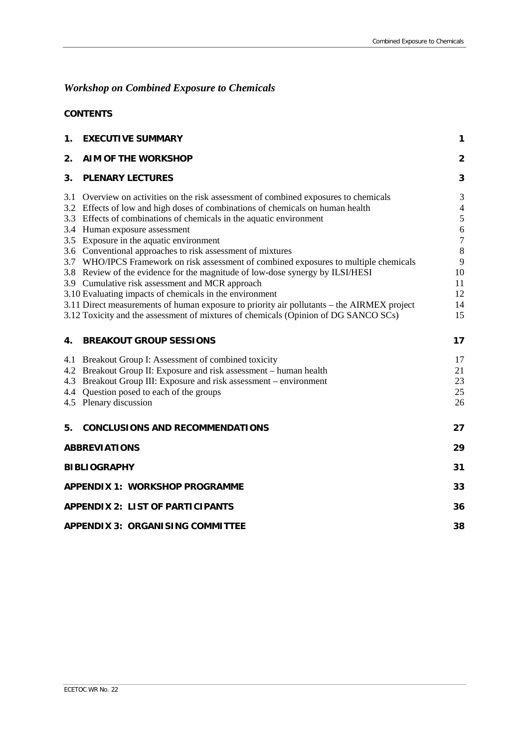## *Workshop on Combined Exposure to Chemicals*

**CONTENTS**

| | | |
|---|---|---|
| **1.** | **EXECUTIVE SUMMARY** | **1** |
| **2.** | **AIM OF THE WORKSHOP** | **2** |
| **3.** | **PLENARY LECTURES** | **3** |
| 3.1 | Overview on activities on the risk assessment of combined exposures to chemicals | 3 |
| 3.2 | Effects of low and high doses of combinations of chemicals on human health | 4 |
| 3.3 | Effects of combinations of chemicals in the aquatic environment | 5 |
| 3.4 | Human exposure assessment | 6 |
| 3.5 | Exposure in the aquatic environment | 7 |
| 3.6 | Conventional approaches to risk assessment of mixtures | 8 |
| 3.7 | WHO/IPCS Framework on risk assessment of combined exposures to multiple chemicals | 9 |
| 3.8 | Review of the evidence for the magnitude of low-dose synergy by ILSI/HESI | 10 |
| 3.9 | Cumulative risk assessment and MCR approach | 11 |
| 3.10 | Evaluating impacts of chemicals in the environment | 12 |
| 3.11 | Direct measurements of human exposure to priority air pollutants – the AIRMEX project | 14 |
| 3.12 | Toxicity and the assessment of mixtures of chemicals (Opinion of DG SANCO SCs) | 15 |
| **4.** | **BREAKOUT GROUP SESSIONS** | **17** |
| 4.1 | Breakout Group I: Assessment of combined toxicity | 17 |
| 4.2 | Breakout Group II: Exposure and risk assessment – human health | 21 |
| 4.3 | Breakout Group III: Exposure and risk assessment – environment | 23 |
| 4.4 | Question posed to each of the groups | 25 |
| 4.5 | Plenary discussion | 26 |
| **5.** | **CONCLUSIONS AND RECOMMENDATIONS** | **27** |
| | **ABBREVIATIONS** | **29** |
| | **BIBLIOGRAPHY** | **31** |
| | **APPENDIX 1: WORKSHOP PROGRAMME** | **33** |
| | **APPENDIX 2: LIST OF PARTICIPANTS** | **36** |
| | **APPENDIX 3: ORGANISING COMMITTEE** | **38** |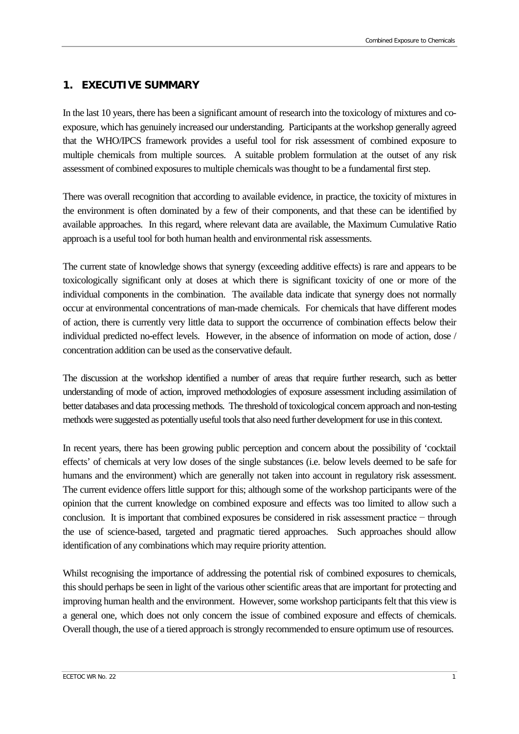## 1. EXECUTIVE SUMMARY

In the last 10 years, there has been a significant amount of research into the toxicology of mixtures and co-exposure, which has genuinely increased our understanding. Participants at the workshop generally agreed that the WHO/IPCS framework provides a useful tool for risk assessment of combined exposure to multiple chemicals from multiple sources. A suitable problem formulation at the outset of any risk assessment of combined exposures to multiple chemicals was thought to be a fundamental first step.

There was overall recognition that according to available evidence, in practice, the toxicity of mixtures in the environment is often dominated by a few of their components, and that these can be identified by available approaches. In this regard, where relevant data are available, the Maximum Cumulative Ratio approach is a useful tool for both human health and environmental risk assessments.

The current state of knowledge shows that synergy (exceeding additive effects) is rare and appears to be toxicologically significant only at doses at which there is significant toxicity of one or more of the individual components in the combination. The available data indicate that synergy does not normally occur at environmental concentrations of man-made chemicals. For chemicals that have different modes of action, there is currently very little data to support the occurrence of combination effects below their individual predicted no-effect levels. However, in the absence of information on mode of action, dose / concentration addition can be used as the conservative default.

The discussion at the workshop identified a number of areas that require further research, such as better understanding of mode of action, improved methodologies of exposure assessment including assimilation of better databases and data processing methods. The threshold of toxicological concern approach and non-testing methods were suggested as potentially useful tools that also need further development for use in this context.

In recent years, there has been growing public perception and concern about the possibility of 'cocktail effects' of chemicals at very low doses of the single substances (i.e. below levels deemed to be safe for humans and the environment) which are generally not taken into account in regulatory risk assessment. The current evidence offers little support for this; although some of the workshop participants were of the opinion that the current knowledge on combined exposure and effects was too limited to allow such a conclusion. It is important that combined exposures be considered in risk assessment practice − through the use of science-based, targeted and pragmatic tiered approaches. Such approaches should allow identification of any combinations which may require priority attention.

Whilst recognising the importance of addressing the potential risk of combined exposures to chemicals, this should perhaps be seen in light of the various other scientific areas that are important for protecting and improving human health and the environment. However, some workshop participants felt that this view is a general one, which does not only concern the issue of combined exposure and effects of chemicals. Overall though, the use of a tiered approach is strongly recommended to ensure optimum use of resources.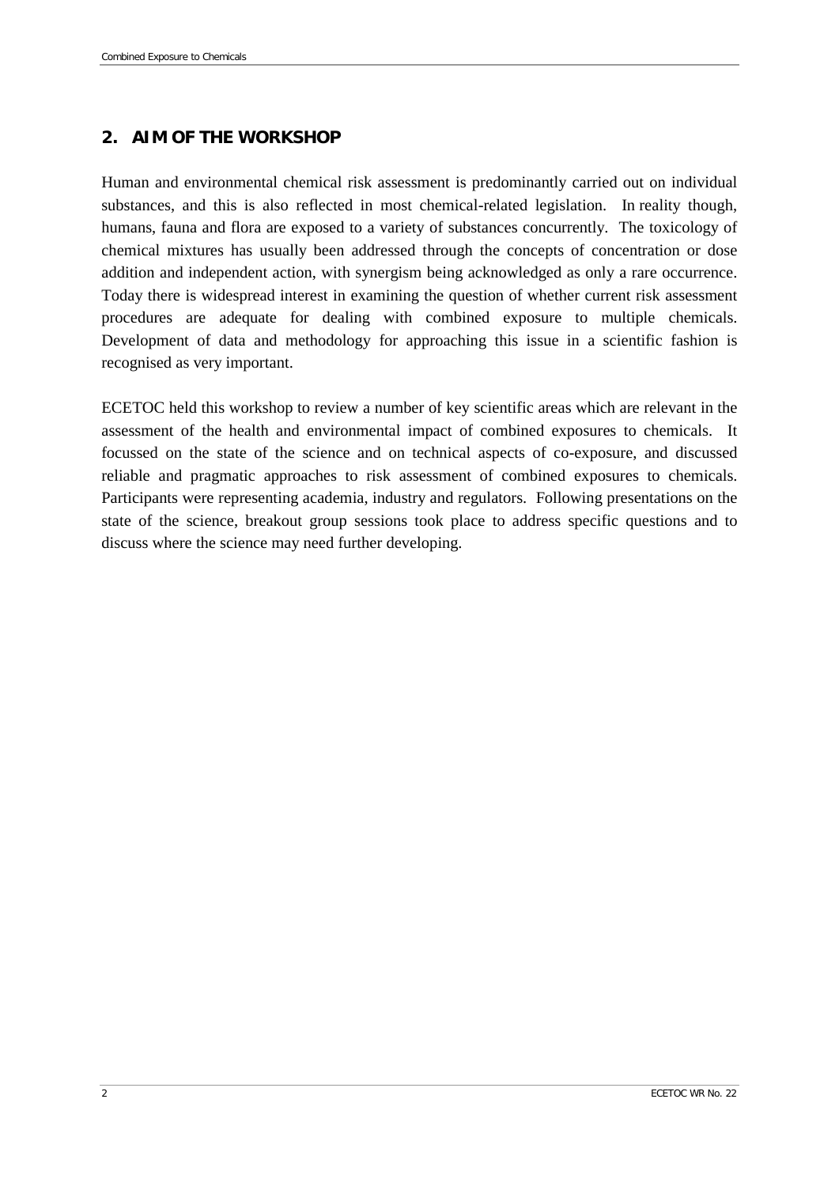## 2. AIM OF THE WORKSHOP

Human and environmental chemical risk assessment is predominantly carried out on individual substances, and this is also reflected in most chemical-related legislation. In reality though, humans, fauna and flora are exposed to a variety of substances concurrently. The toxicology of chemical mixtures has usually been addressed through the concepts of concentration or dose addition and independent action, with synergism being acknowledged as only a rare occurrence. Today there is widespread interest in examining the question of whether current risk assessment procedures are adequate for dealing with combined exposure to multiple chemicals. Development of data and methodology for approaching this issue in a scientific fashion is recognised as very important.

ECETOC held this workshop to review a number of key scientific areas which are relevant in the assessment of the health and environmental impact of combined exposures to chemicals. It focussed on the state of the science and on technical aspects of co-exposure, and discussed reliable and pragmatic approaches to risk assessment of combined exposures to chemicals. Participants were representing academia, industry and regulators. Following presentations on the state of the science, breakout group sessions took place to address specific questions and to discuss where the science may need further developing.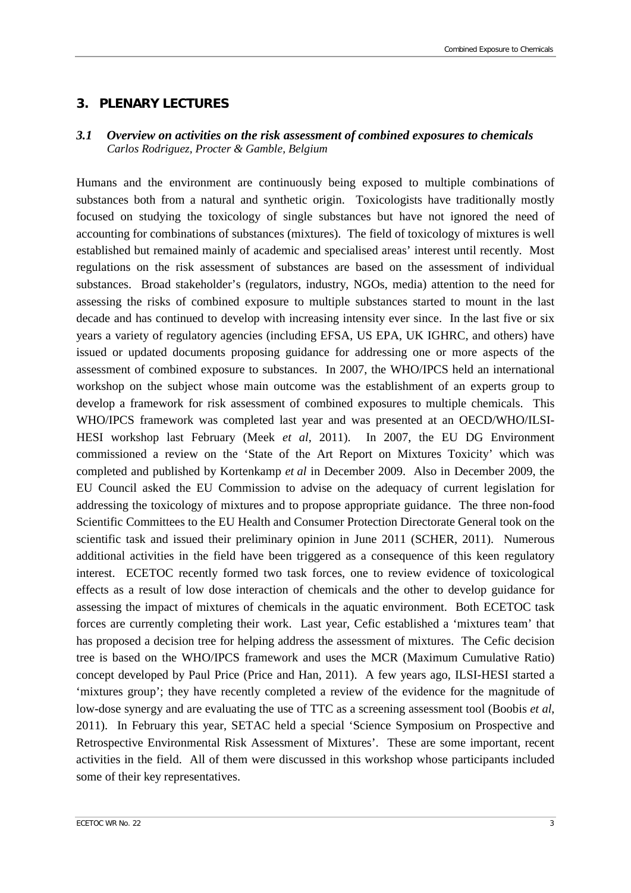## 3. PLENARY LECTURES

### *3.1 Overview on activities on the risk assessment of combined exposures to chemicals*

*Carlos Rodriguez, Procter & Gamble, Belgium*

Humans and the environment are continuously being exposed to multiple combinations of substances both from a natural and synthetic origin. Toxicologists have traditionally mostly focused on studying the toxicology of single substances but have not ignored the need of accounting for combinations of substances (mixtures). The field of toxicology of mixtures is well established but remained mainly of academic and specialised areas' interest until recently. Most regulations on the risk assessment of substances are based on the assessment of individual substances. Broad stakeholder's (regulators, industry, NGOs, media) attention to the need for assessing the risks of combined exposure to multiple substances started to mount in the last decade and has continued to develop with increasing intensity ever since. In the last five or six years a variety of regulatory agencies (including EFSA, US EPA, UK IGHRC, and others) have issued or updated documents proposing guidance for addressing one or more aspects of the assessment of combined exposure to substances. In 2007, the WHO/IPCS held an international workshop on the subject whose main outcome was the establishment of an experts group to develop a framework for risk assessment of combined exposures to multiple chemicals. This WHO/IPCS framework was completed last year and was presented at an OECD/WHO/ILSI-HESI workshop last February (Meek *et al*, 2011). In 2007, the EU DG Environment commissioned a review on the 'State of the Art Report on Mixtures Toxicity' which was completed and published by Kortenkamp *et al* in December 2009. Also in December 2009, the EU Council asked the EU Commission to advise on the adequacy of current legislation for addressing the toxicology of mixtures and to propose appropriate guidance. The three non-food Scientific Committees to the EU Health and Consumer Protection Directorate General took on the scientific task and issued their preliminary opinion in June 2011 (SCHER, 2011). Numerous additional activities in the field have been triggered as a consequence of this keen regulatory interest. ECETOC recently formed two task forces, one to review evidence of toxicological effects as a result of low dose interaction of chemicals and the other to develop guidance for assessing the impact of mixtures of chemicals in the aquatic environment. Both ECETOC task forces are currently completing their work. Last year, Cefic established a 'mixtures team' that has proposed a decision tree for helping address the assessment of mixtures. The Cefic decision tree is based on the WHO/IPCS framework and uses the MCR (Maximum Cumulative Ratio) concept developed by Paul Price (Price and Han, 2011). A few years ago, ILSI-HESI started a 'mixtures group'; they have recently completed a review of the evidence for the magnitude of low-dose synergy and are evaluating the use of TTC as a screening assessment tool (Boobis *et al*, 2011). In February this year, SETAC held a special 'Science Symposium on Prospective and Retrospective Environmental Risk Assessment of Mixtures'. These are some important, recent activities in the field. All of them were discussed in this workshop whose participants included some of their key representatives.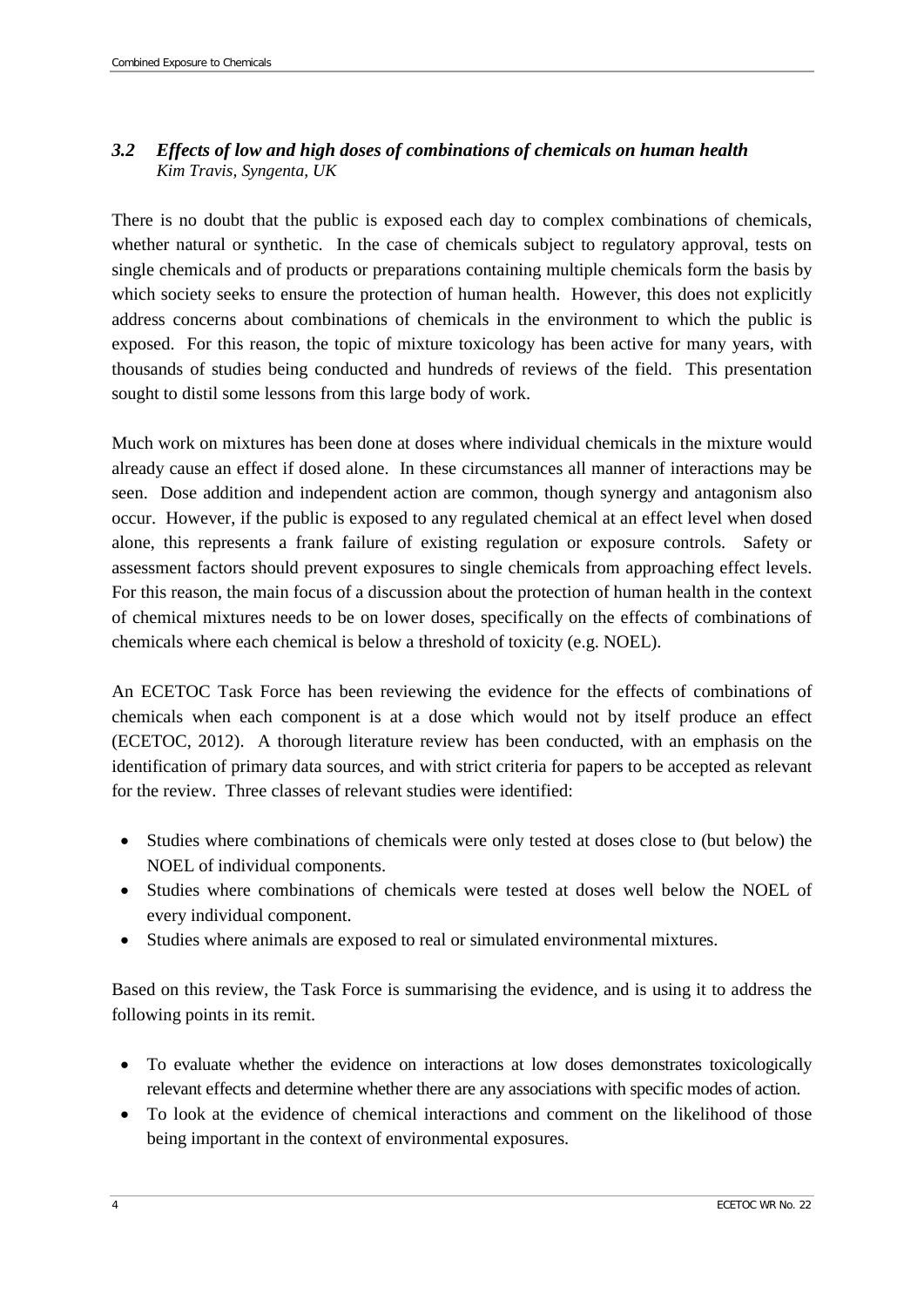### *3.2 Effects of low and high doses of combinations of chemicals on human health*

*Kim Travis, Syngenta, UK*

There is no doubt that the public is exposed each day to complex combinations of chemicals, whether natural or synthetic. In the case of chemicals subject to regulatory approval, tests on single chemicals and of products or preparations containing multiple chemicals form the basis by which society seeks to ensure the protection of human health. However, this does not explicitly address concerns about combinations of chemicals in the environment to which the public is exposed. For this reason, the topic of mixture toxicology has been active for many years, with thousands of studies being conducted and hundreds of reviews of the field. This presentation sought to distil some lessons from this large body of work.

Much work on mixtures has been done at doses where individual chemicals in the mixture would already cause an effect if dosed alone. In these circumstances all manner of interactions may be seen. Dose addition and independent action are common, though synergy and antagonism also occur. However, if the public is exposed to any regulated chemical at an effect level when dosed alone, this represents a frank failure of existing regulation or exposure controls. Safety or assessment factors should prevent exposures to single chemicals from approaching effect levels. For this reason, the main focus of a discussion about the protection of human health in the context of chemical mixtures needs to be on lower doses, specifically on the effects of combinations of chemicals where each chemical is below a threshold of toxicity (e.g. NOEL).

An ECETOC Task Force has been reviewing the evidence for the effects of combinations of chemicals when each component is at a dose which would not by itself produce an effect (ECETOC, 2012). A thorough literature review has been conducted, with an emphasis on the identification of primary data sources, and with strict criteria for papers to be accepted as relevant for the review. Three classes of relevant studies were identified:

- Studies where combinations of chemicals were only tested at doses close to (but below) the NOEL of individual components.
- Studies where combinations of chemicals were tested at doses well below the NOEL of every individual component.
- Studies where animals are exposed to real or simulated environmental mixtures.

Based on this review, the Task Force is summarising the evidence, and is using it to address the following points in its remit.

- To evaluate whether the evidence on interactions at low doses demonstrates toxicologically relevant effects and determine whether there are any associations with specific modes of action.
- To look at the evidence of chemical interactions and comment on the likelihood of those being important in the context of environmental exposures.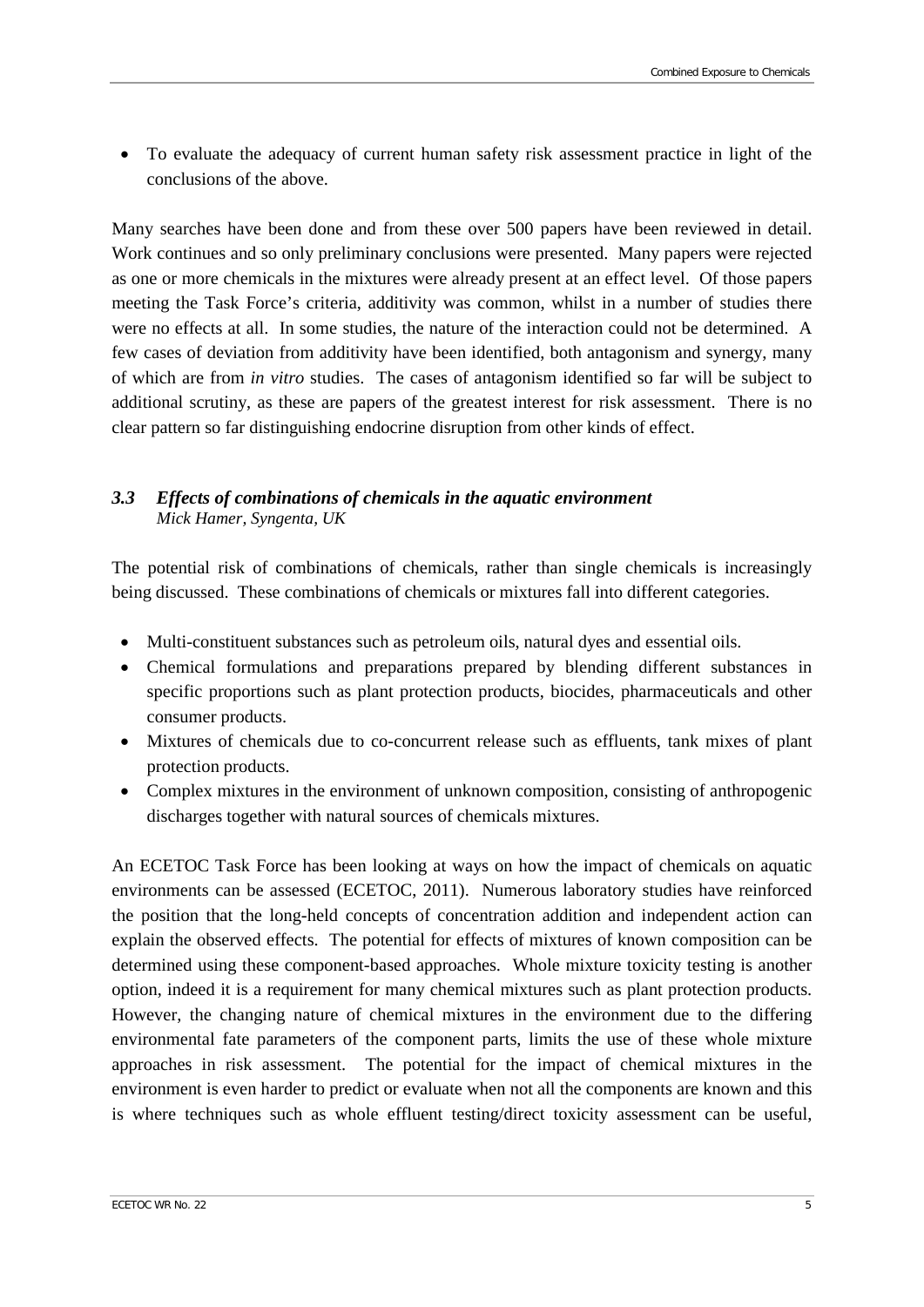- To evaluate the adequacy of current human safety risk assessment practice in light of the conclusions of the above.

Many searches have been done and from these over 500 papers have been reviewed in detail. Work continues and so only preliminary conclusions were presented. Many papers were rejected as one or more chemicals in the mixtures were already present at an effect level. Of those papers meeting the Task Force's criteria, additivity was common, whilst in a number of studies there were no effects at all. In some studies, the nature of the interaction could not be determined. A few cases of deviation from additivity have been identified, both antagonism and synergy, many of which are from *in vitro* studies. The cases of antagonism identified so far will be subject to additional scrutiny, as these are papers of the greatest interest for risk assessment. There is no clear pattern so far distinguishing endocrine disruption from other kinds of effect.

### *3.3 Effects of combinations of chemicals in the aquatic environment*
*Mick Hamer, Syngenta, UK*

The potential risk of combinations of chemicals, rather than single chemicals is increasingly being discussed. These combinations of chemicals or mixtures fall into different categories.

- Multi-constituent substances such as petroleum oils, natural dyes and essential oils.
- Chemical formulations and preparations prepared by blending different substances in specific proportions such as plant protection products, biocides, pharmaceuticals and other consumer products.
- Mixtures of chemicals due to co-concurrent release such as effluents, tank mixes of plant protection products.
- Complex mixtures in the environment of unknown composition, consisting of anthropogenic discharges together with natural sources of chemicals mixtures.

An ECETOC Task Force has been looking at ways on how the impact of chemicals on aquatic environments can be assessed (ECETOC, 2011). Numerous laboratory studies have reinforced the position that the long-held concepts of concentration addition and independent action can explain the observed effects. The potential for effects of mixtures of known composition can be determined using these component-based approaches. Whole mixture toxicity testing is another option, indeed it is a requirement for many chemical mixtures such as plant protection products. However, the changing nature of chemical mixtures in the environment due to the differing environmental fate parameters of the component parts, limits the use of these whole mixture approaches in risk assessment. The potential for the impact of chemical mixtures in the environment is even harder to predict or evaluate when not all the components are known and this is where techniques such as whole effluent testing/direct toxicity assessment can be useful,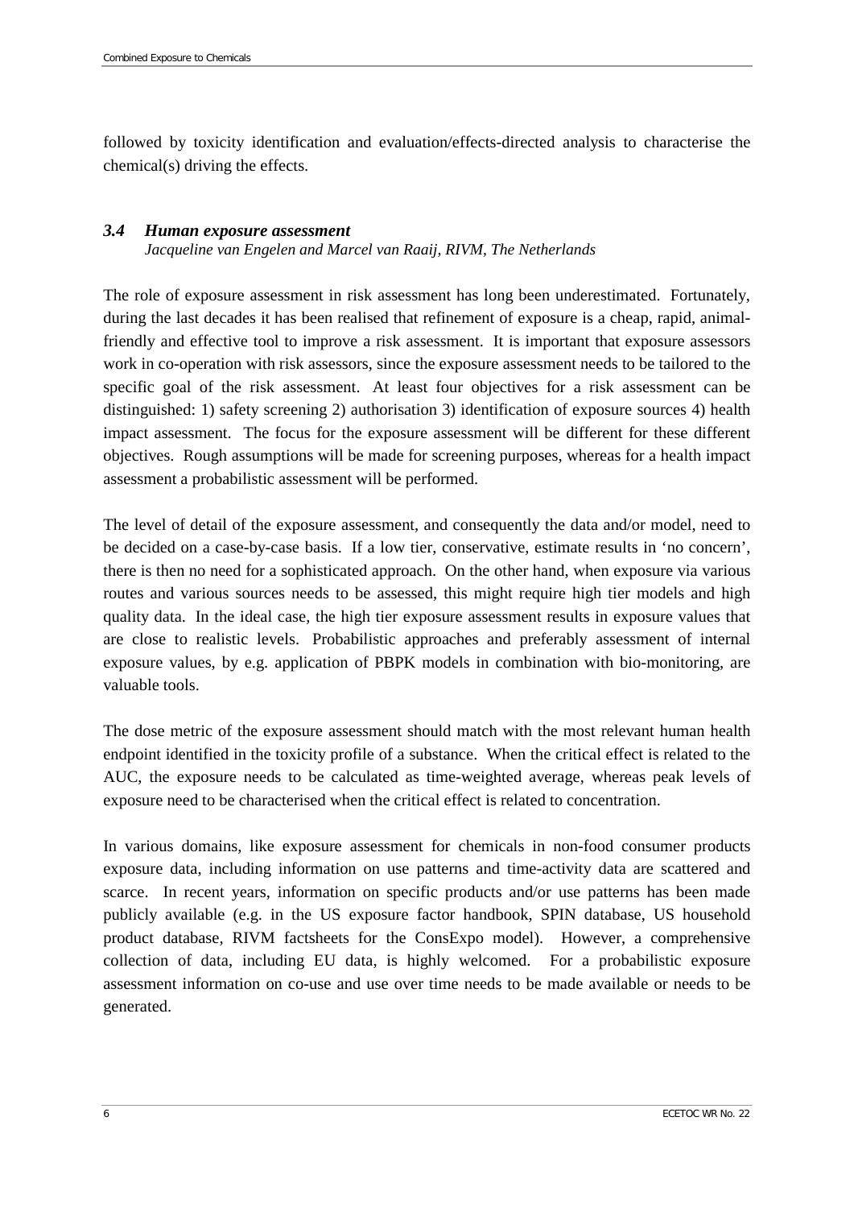followed by toxicity identification and evaluation/effects-directed analysis to characterise the chemical(s) driving the effects.

### *3.4 Human exposure assessment*

*Jacqueline van Engelen and Marcel van Raaij, RIVM, The Netherlands*

The role of exposure assessment in risk assessment has long been underestimated. Fortunately, during the last decades it has been realised that refinement of exposure is a cheap, rapid, animal-friendly and effective tool to improve a risk assessment. It is important that exposure assessors work in co-operation with risk assessors, since the exposure assessment needs to be tailored to the specific goal of the risk assessment. At least four objectives for a risk assessment can be distinguished: 1) safety screening 2) authorisation 3) identification of exposure sources 4) health impact assessment. The focus for the exposure assessment will be different for these different objectives. Rough assumptions will be made for screening purposes, whereas for a health impact assessment a probabilistic assessment will be performed.

The level of detail of the exposure assessment, and consequently the data and/or model, need to be decided on a case-by-case basis. If a low tier, conservative, estimate results in 'no concern', there is then no need for a sophisticated approach. On the other hand, when exposure via various routes and various sources needs to be assessed, this might require high tier models and high quality data. In the ideal case, the high tier exposure assessment results in exposure values that are close to realistic levels. Probabilistic approaches and preferably assessment of internal exposure values, by e.g. application of PBPK models in combination with bio-monitoring, are valuable tools.

The dose metric of the exposure assessment should match with the most relevant human health endpoint identified in the toxicity profile of a substance. When the critical effect is related to the AUC, the exposure needs to be calculated as time-weighted average, whereas peak levels of exposure need to be characterised when the critical effect is related to concentration.

In various domains, like exposure assessment for chemicals in non-food consumer products exposure data, including information on use patterns and time-activity data are scattered and scarce. In recent years, information on specific products and/or use patterns has been made publicly available (e.g. in the US exposure factor handbook, SPIN database, US household product database, RIVM factsheets for the ConsExpo model). However, a comprehensive collection of data, including EU data, is highly welcomed. For a probabilistic exposure assessment information on co-use and use over time needs to be made available or needs to be generated.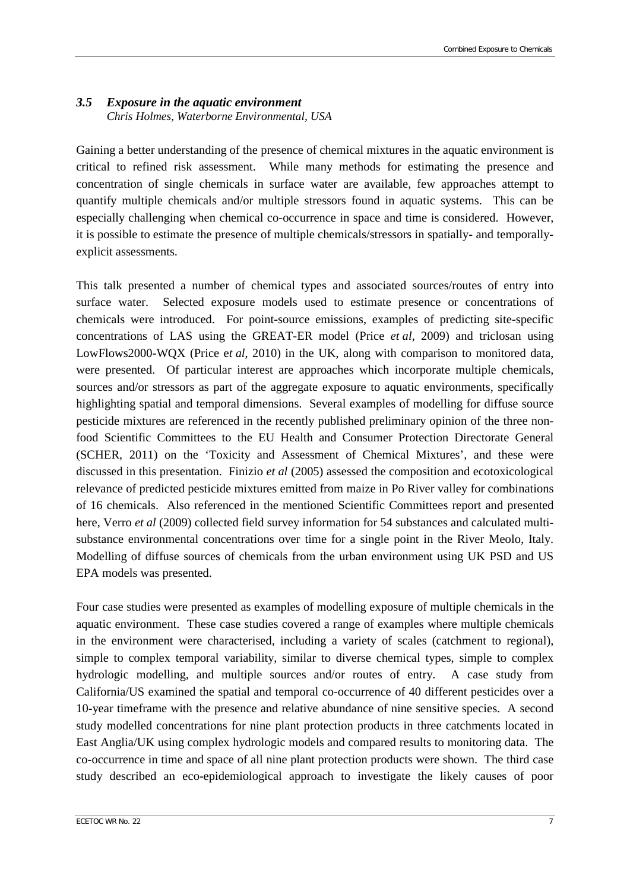### *3.5 Exposure in the aquatic environment*

*Chris Holmes, Waterborne Environmental, USA*

Gaining a better understanding of the presence of chemical mixtures in the aquatic environment is critical to refined risk assessment. While many methods for estimating the presence and concentration of single chemicals in surface water are available, few approaches attempt to quantify multiple chemicals and/or multiple stressors found in aquatic systems. This can be especially challenging when chemical co-occurrence in space and time is considered. However, it is possible to estimate the presence of multiple chemicals/stressors in spatially- and temporally-explicit assessments.

This talk presented a number of chemical types and associated sources/routes of entry into surface water. Selected exposure models used to estimate presence or concentrations of chemicals were introduced. For point-source emissions, examples of predicting site-specific concentrations of LAS using the GREAT-ER model (Price *et al*, 2009) and triclosan using LowFlows2000-WQX (Price e*t al*, 2010) in the UK, along with comparison to monitored data, were presented. Of particular interest are approaches which incorporate multiple chemicals, sources and/or stressors as part of the aggregate exposure to aquatic environments, specifically highlighting spatial and temporal dimensions. Several examples of modelling for diffuse source pesticide mixtures are referenced in the recently published preliminary opinion of the three non-food Scientific Committees to the EU Health and Consumer Protection Directorate General (SCHER, 2011) on the 'Toxicity and Assessment of Chemical Mixtures', and these were discussed in this presentation. Finizio *et al* (2005) assessed the composition and ecotoxicological relevance of predicted pesticide mixtures emitted from maize in Po River valley for combinations of 16 chemicals. Also referenced in the mentioned Scientific Committees report and presented here, Verro *et al* (2009) collected field survey information for 54 substances and calculated multi-substance environmental concentrations over time for a single point in the River Meolo, Italy. Modelling of diffuse sources of chemicals from the urban environment using UK PSD and US EPA models was presented.

Four case studies were presented as examples of modelling exposure of multiple chemicals in the aquatic environment. These case studies covered a range of examples where multiple chemicals in the environment were characterised, including a variety of scales (catchment to regional), simple to complex temporal variability, similar to diverse chemical types, simple to complex hydrologic modelling, and multiple sources and/or routes of entry. A case study from California/US examined the spatial and temporal co-occurrence of 40 different pesticides over a 10-year timeframe with the presence and relative abundance of nine sensitive species. A second study modelled concentrations for nine plant protection products in three catchments located in East Anglia/UK using complex hydrologic models and compared results to monitoring data. The co-occurrence in time and space of all nine plant protection products were shown. The third case study described an eco-epidemiological approach to investigate the likely causes of poor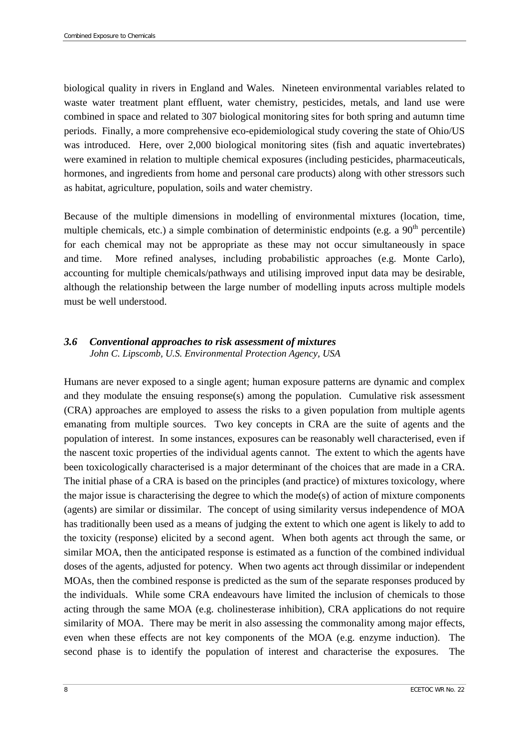biological quality in rivers in England and Wales. Nineteen environmental variables related to waste water treatment plant effluent, water chemistry, pesticides, metals, and land use were combined in space and related to 307 biological monitoring sites for both spring and autumn time periods. Finally, a more comprehensive eco-epidemiological study covering the state of Ohio/US was introduced. Here, over 2,000 biological monitoring sites (fish and aquatic invertebrates) were examined in relation to multiple chemical exposures (including pesticides, pharmaceuticals, hormones, and ingredients from home and personal care products) along with other stressors such as habitat, agriculture, population, soils and water chemistry.

Because of the multiple dimensions in modelling of environmental mixtures (location, time, multiple chemicals, etc.) a simple combination of deterministic endpoints (e.g. a $90^{th}$ percentile) for each chemical may not be appropriate as these may not occur simultaneously in space and time. More refined analyses, including probabilistic approaches (e.g. Monte Carlo), accounting for multiple chemicals/pathways and utilising improved input data may be desirable, although the relationship between the large number of modelling inputs across multiple models must be well understood.

### *3.6 Conventional approaches to risk assessment of mixtures*

*John C. Lipscomb, U.S. Environmental Protection Agency, USA*

Humans are never exposed to a single agent; human exposure patterns are dynamic and complex and they modulate the ensuing response(s) among the population. Cumulative risk assessment (CRA) approaches are employed to assess the risks to a given population from multiple agents emanating from multiple sources. Two key concepts in CRA are the suite of agents and the population of interest. In some instances, exposures can be reasonably well characterised, even if the nascent toxic properties of the individual agents cannot. The extent to which the agents have been toxicologically characterised is a major determinant of the choices that are made in a CRA. The initial phase of a CRA is based on the principles (and practice) of mixtures toxicology, where the major issue is characterising the degree to which the mode(s) of action of mixture components (agents) are similar or dissimilar. The concept of using similarity versus independence of MOA has traditionally been used as a means of judging the extent to which one agent is likely to add to the toxicity (response) elicited by a second agent. When both agents act through the same, or similar MOA, then the anticipated response is estimated as a function of the combined individual doses of the agents, adjusted for potency. When two agents act through dissimilar or independent MOAs, then the combined response is predicted as the sum of the separate responses produced by the individuals. While some CRA endeavours have limited the inclusion of chemicals to those acting through the same MOA (e.g. cholinesterase inhibition), CRA applications do not require similarity of MOA. There may be merit in also assessing the commonality among major effects, even when these effects are not key components of the MOA (e.g. enzyme induction). The second phase is to identify the population of interest and characterise the exposures. The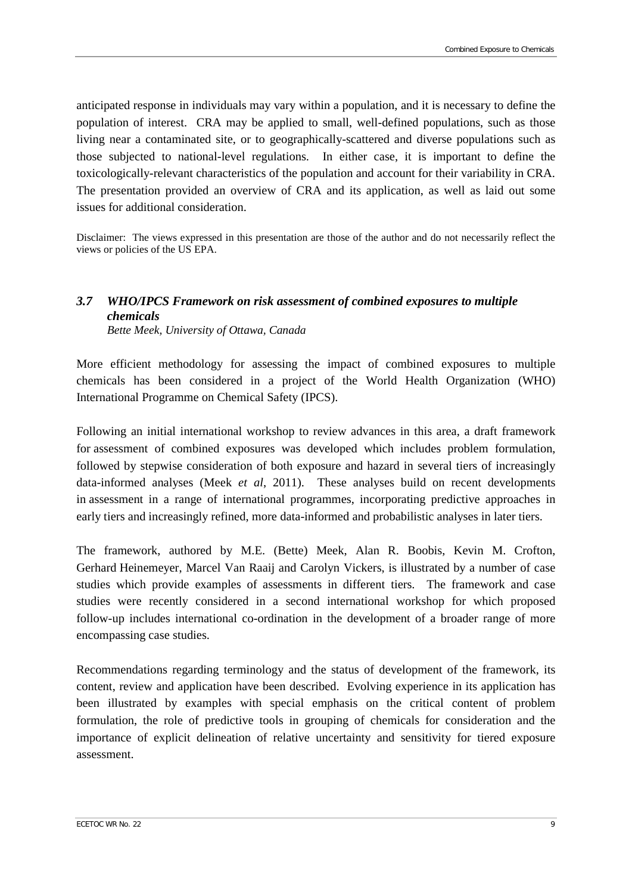anticipated response in individuals may vary within a population, and it is necessary to define the population of interest. CRA may be applied to small, well-defined populations, such as those living near a contaminated site, or to geographically-scattered and diverse populations such as those subjected to national-level regulations. In either case, it is important to define the toxicologically-relevant characteristics of the population and account for their variability in CRA. The presentation provided an overview of CRA and its application, as well as laid out some issues for additional consideration.

Disclaimer: The views expressed in this presentation are those of the author and do not necessarily reflect the views or policies of the US EPA.

### *3.7 WHO/IPCS Framework on risk assessment of combined exposures to multiple chemicals*

*Bette Meek, University of Ottawa, Canada*

More efficient methodology for assessing the impact of combined exposures to multiple chemicals has been considered in a project of the World Health Organization (WHO) International Programme on Chemical Safety (IPCS).

Following an initial international workshop to review advances in this area, a draft framework for assessment of combined exposures was developed which includes problem formulation, followed by stepwise consideration of both exposure and hazard in several tiers of increasingly data-informed analyses (Meek *et al*, 2011). These analyses build on recent developments in assessment in a range of international programmes, incorporating predictive approaches in early tiers and increasingly refined, more data-informed and probabilistic analyses in later tiers.

The framework, authored by M.E. (Bette) Meek, Alan R. Boobis, Kevin M. Crofton, Gerhard Heinemeyer, Marcel Van Raaij and Carolyn Vickers, is illustrated by a number of case studies which provide examples of assessments in different tiers. The framework and case studies were recently considered in a second international workshop for which proposed follow-up includes international co-ordination in the development of a broader range of more encompassing case studies.

Recommendations regarding terminology and the status of development of the framework, its content, review and application have been described. Evolving experience in its application has been illustrated by examples with special emphasis on the critical content of problem formulation, the role of predictive tools in grouping of chemicals for consideration and the importance of explicit delineation of relative uncertainty and sensitivity for tiered exposure assessment.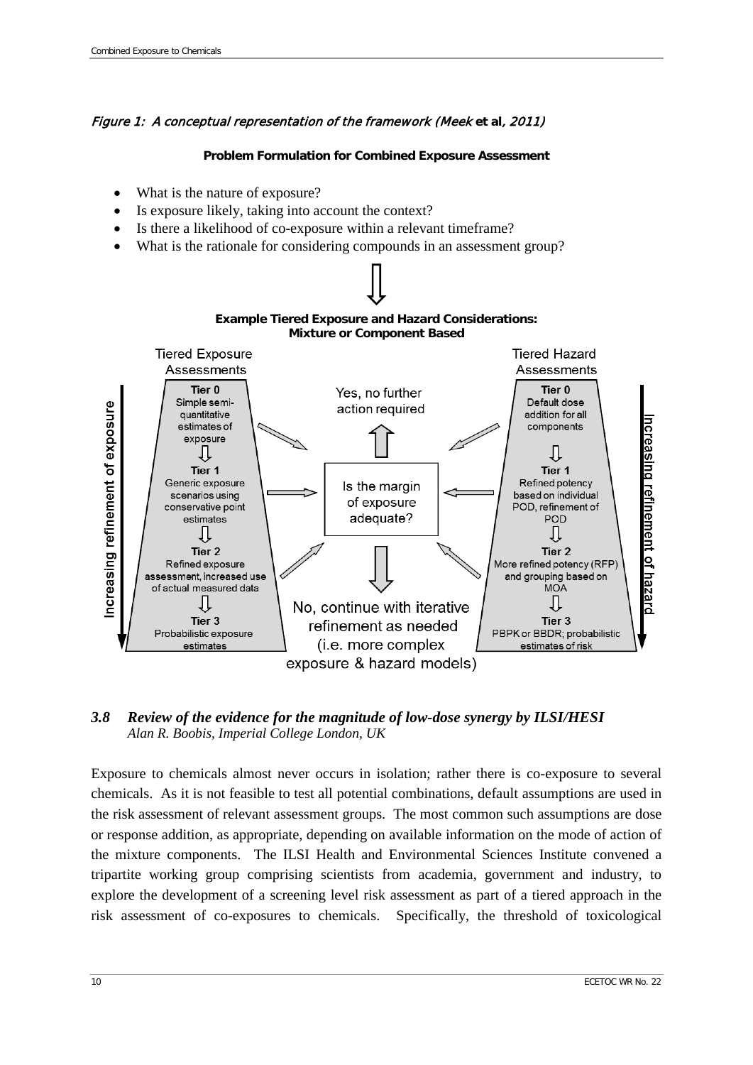*Figure 1: A conceptual representation of the framework (Meek* **et al**, *2011)*

**Problem Formulation for Combined Exposure Assessment**

- What is the nature of exposure?
- Is exposure likely, taking into account the context?
- Is there a likelihood of co-exposure within a relevant timeframe?
- What is the rationale for considering compounds in an assessment group?

**Example Tiered Exposure and Hazard Considerations: Mixture or Component Based**

Tiered Exposure Assessments

- **Tier 0** Simple semi-quantitative estimates of exposure
- **Tier 1** Generic exposure scenarios using conservative point estimates
- **Tier 2** Refined exposure assessment, increased use of actual measured data
- **Tier 3** Probabilistic exposure estimates

Increasing refinement of exposure

Tiered Hazard Assessments

- **Tier 0** Default dose addition for all components
- **Tier 1** Refined potency based on individual POD, refinement of POD
- **Tier 2** More refined potency (RFP) and grouping based on MOA
- **Tier 3** PBPK or BBDR; probabilistic estimates of risk

Increasing refinement of hazard

Is the margin of exposure adequate?

Yes, no further action required

No, continue with iterative refinement as needed (i.e. more complex exposure & hazard models)

### 3.8 *Review of the evidence for the magnitude of low-dose synergy by ILSI/HESI*

*Alan R. Boobis, Imperial College London, UK*

Exposure to chemicals almost never occurs in isolation; rather there is co-exposure to several chemicals. As it is not feasible to test all potential combinations, default assumptions are used in the risk assessment of relevant assessment groups. The most common such assumptions are dose or response addition, as appropriate, depending on available information on the mode of action of the mixture components. The ILSI Health and Environmental Sciences Institute convened a tripartite working group comprising scientists from academia, government and industry, to explore the development of a screening level risk assessment as part of a tiered approach in the risk assessment of co-exposures to chemicals. Specifically, the threshold of toxicological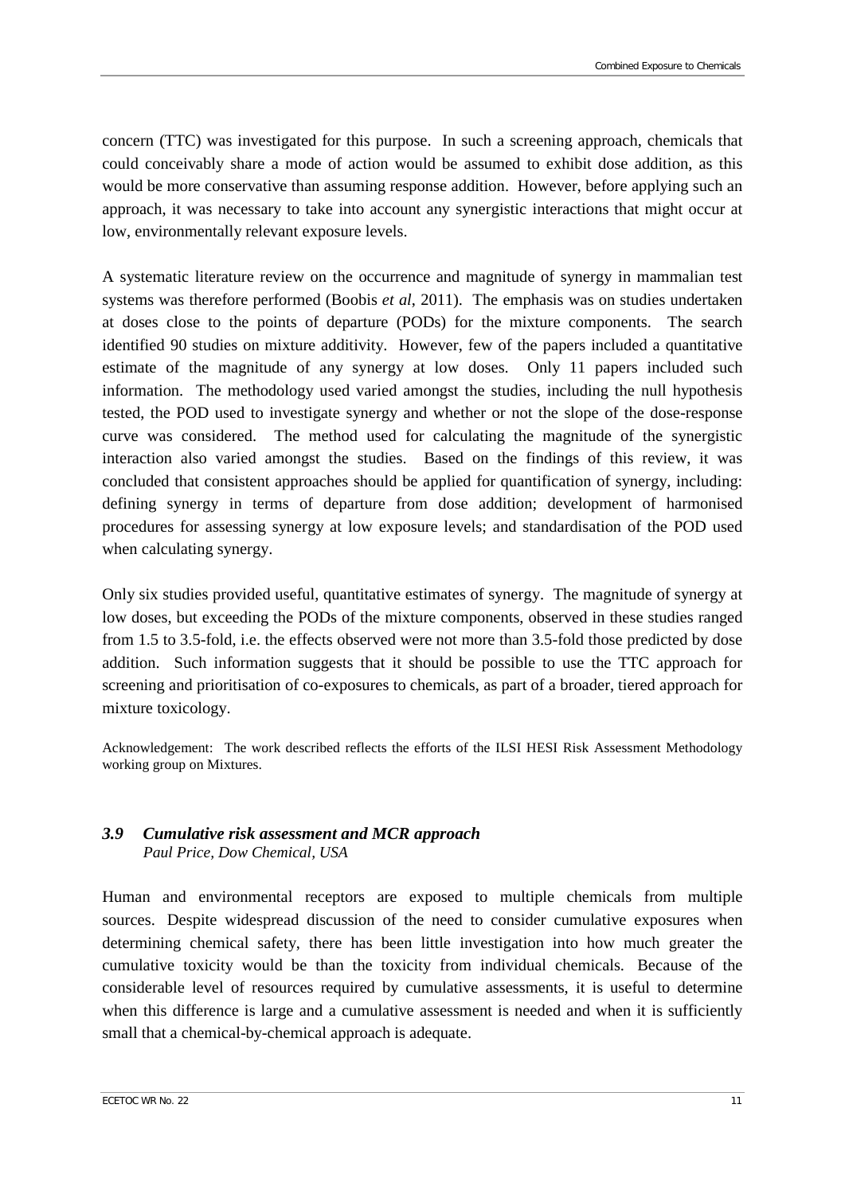concern (TTC) was investigated for this purpose. In such a screening approach, chemicals that could conceivably share a mode of action would be assumed to exhibit dose addition, as this would be more conservative than assuming response addition. However, before applying such an approach, it was necessary to take into account any synergistic interactions that might occur at low, environmentally relevant exposure levels.

A systematic literature review on the occurrence and magnitude of synergy in mammalian test systems was therefore performed (Boobis *et al*, 2011). The emphasis was on studies undertaken at doses close to the points of departure (PODs) for the mixture components. The search identified 90 studies on mixture additivity. However, few of the papers included a quantitative estimate of the magnitude of any synergy at low doses. Only 11 papers included such information. The methodology used varied amongst the studies, including the null hypothesis tested, the POD used to investigate synergy and whether or not the slope of the dose-response curve was considered. The method used for calculating the magnitude of the synergistic interaction also varied amongst the studies. Based on the findings of this review, it was concluded that consistent approaches should be applied for quantification of synergy, including: defining synergy in terms of departure from dose addition; development of harmonised procedures for assessing synergy at low exposure levels; and standardisation of the POD used when calculating synergy.

Only six studies provided useful, quantitative estimates of synergy. The magnitude of synergy at low doses, but exceeding the PODs of the mixture components, observed in these studies ranged from 1.5 to 3.5-fold, i.e. the effects observed were not more than 3.5-fold those predicted by dose addition. Such information suggests that it should be possible to use the TTC approach for screening and prioritisation of co-exposures to chemicals, as part of a broader, tiered approach for mixture toxicology.

Acknowledgement: The work described reflects the efforts of the ILSI HESI Risk Assessment Methodology working group on Mixtures.

### *3.9 Cumulative risk assessment and MCR approach*

*Paul Price, Dow Chemical, USA*

Human and environmental receptors are exposed to multiple chemicals from multiple sources. Despite widespread discussion of the need to consider cumulative exposures when determining chemical safety, there has been little investigation into how much greater the cumulative toxicity would be than the toxicity from individual chemicals. Because of the considerable level of resources required by cumulative assessments, it is useful to determine when this difference is large and a cumulative assessment is needed and when it is sufficiently small that a chemical-by-chemical approach is adequate.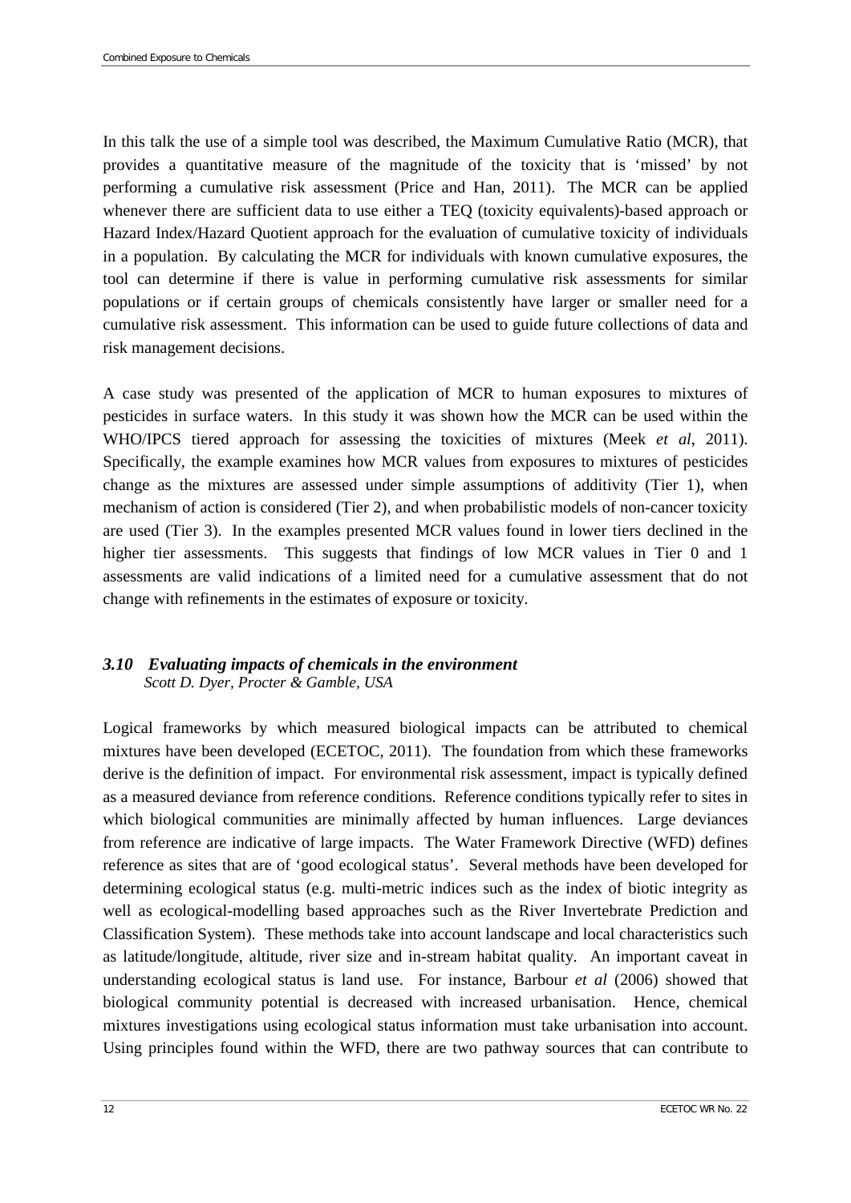In this talk the use of a simple tool was described, the Maximum Cumulative Ratio (MCR), that provides a quantitative measure of the magnitude of the toxicity that is 'missed' by not performing a cumulative risk assessment (Price and Han, 2011). The MCR can be applied whenever there are sufficient data to use either a TEQ (toxicity equivalents)-based approach or Hazard Index/Hazard Quotient approach for the evaluation of cumulative toxicity of individuals in a population. By calculating the MCR for individuals with known cumulative exposures, the tool can determine if there is value in performing cumulative risk assessments for similar populations or if certain groups of chemicals consistently have larger or smaller need for a cumulative risk assessment. This information can be used to guide future collections of data and risk management decisions.

A case study was presented of the application of MCR to human exposures to mixtures of pesticides in surface waters. In this study it was shown how the MCR can be used within the WHO/IPCS tiered approach for assessing the toxicities of mixtures (Meek *et al*, 2011). Specifically, the example examines how MCR values from exposures to mixtures of pesticides change as the mixtures are assessed under simple assumptions of additivity (Tier 1), when mechanism of action is considered (Tier 2), and when probabilistic models of non-cancer toxicity are used (Tier 3). In the examples presented MCR values found in lower tiers declined in the higher tier assessments. This suggests that findings of low MCR values in Tier 0 and 1 assessments are valid indications of a limited need for a cumulative assessment that do not change with refinements in the estimates of exposure or toxicity.

### *3.10 Evaluating impacts of chemicals in the environment*

*Scott D. Dyer, Procter & Gamble, USA*

Logical frameworks by which measured biological impacts can be attributed to chemical mixtures have been developed (ECETOC, 2011). The foundation from which these frameworks derive is the definition of impact. For environmental risk assessment, impact is typically defined as a measured deviance from reference conditions. Reference conditions typically refer to sites in which biological communities are minimally affected by human influences. Large deviances from reference are indicative of large impacts. The Water Framework Directive (WFD) defines reference as sites that are of 'good ecological status'. Several methods have been developed for determining ecological status (e.g. multi-metric indices such as the index of biotic integrity as well as ecological-modelling based approaches such as the River Invertebrate Prediction and Classification System). These methods take into account landscape and local characteristics such as latitude/longitude, altitude, river size and in-stream habitat quality. An important caveat in understanding ecological status is land use. For instance, Barbour *et al* (2006) showed that biological community potential is decreased with increased urbanisation. Hence, chemical mixtures investigations using ecological status information must take urbanisation into account. Using principles found within the WFD, there are two pathway sources that can contribute to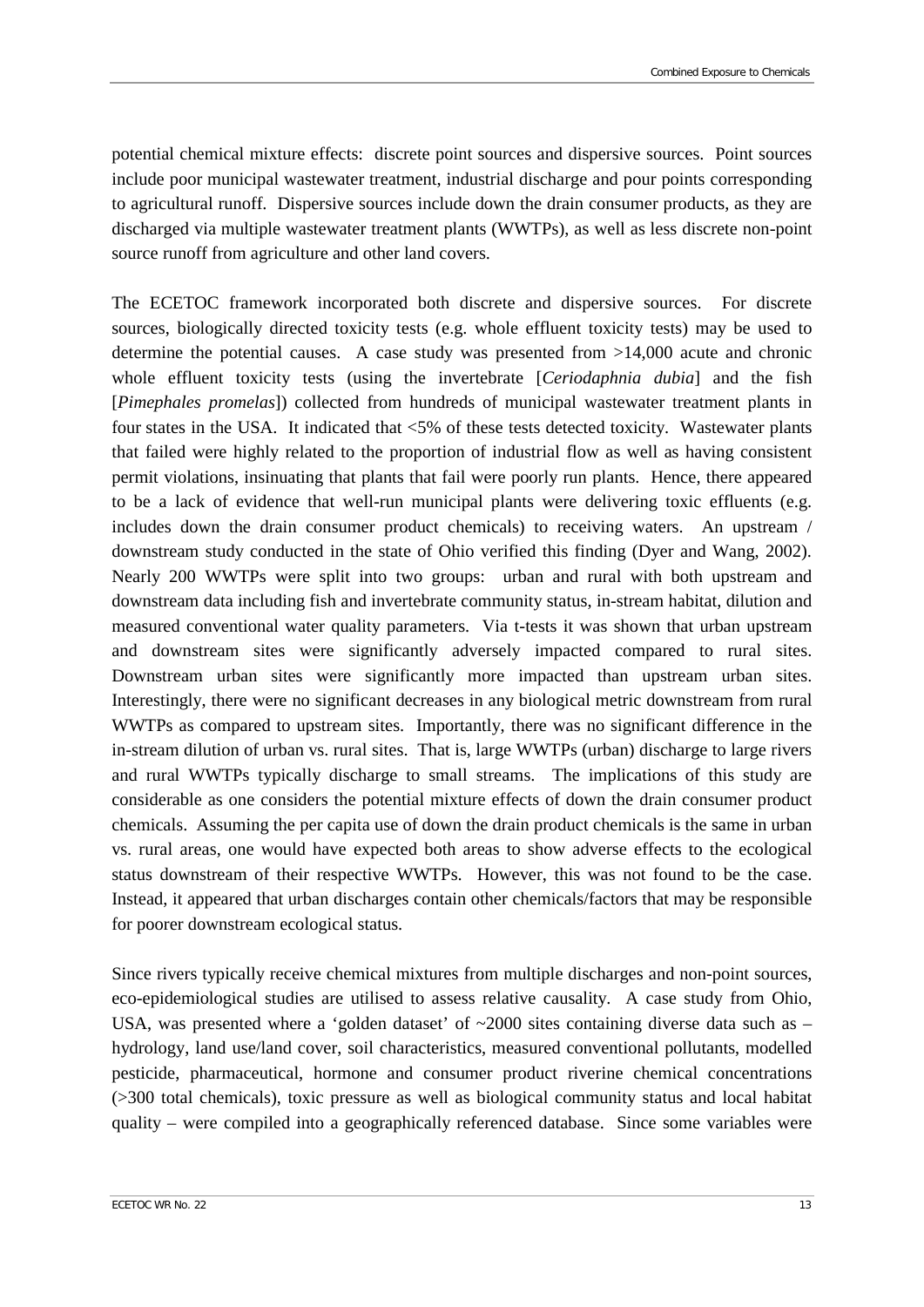potential chemical mixture effects: discrete point sources and dispersive sources. Point sources include poor municipal wastewater treatment, industrial discharge and pour points corresponding to agricultural runoff. Dispersive sources include down the drain consumer products, as they are discharged via multiple wastewater treatment plants (WWTPs), as well as less discrete non-point source runoff from agriculture and other land covers.

The ECETOC framework incorporated both discrete and dispersive sources. For discrete sources, biologically directed toxicity tests (e.g. whole effluent toxicity tests) may be used to determine the potential causes. A case study was presented from >14,000 acute and chronic whole effluent toxicity tests (using the invertebrate [*Ceriodaphnia dubia*] and the fish [*Pimephales promelas*]) collected from hundreds of municipal wastewater treatment plants in four states in the USA. It indicated that <5% of these tests detected toxicity. Wastewater plants that failed were highly related to the proportion of industrial flow as well as having consistent permit violations, insinuating that plants that fail were poorly run plants. Hence, there appeared to be a lack of evidence that well-run municipal plants were delivering toxic effluents (e.g. includes down the drain consumer product chemicals) to receiving waters. An upstream / downstream study conducted in the state of Ohio verified this finding (Dyer and Wang, 2002). Nearly 200 WWTPs were split into two groups: urban and rural with both upstream and downstream data including fish and invertebrate community status, in-stream habitat, dilution and measured conventional water quality parameters. Via t-tests it was shown that urban upstream and downstream sites were significantly adversely impacted compared to rural sites. Downstream urban sites were significantly more impacted than upstream urban sites. Interestingly, there were no significant decreases in any biological metric downstream from rural WWTPs as compared to upstream sites. Importantly, there was no significant difference in the in-stream dilution of urban vs. rural sites. That is, large WWTPs (urban) discharge to large rivers and rural WWTPs typically discharge to small streams. The implications of this study are considerable as one considers the potential mixture effects of down the drain consumer product chemicals. Assuming the per capita use of down the drain product chemicals is the same in urban vs. rural areas, one would have expected both areas to show adverse effects to the ecological status downstream of their respective WWTPs. However, this was not found to be the case. Instead, it appeared that urban discharges contain other chemicals/factors that may be responsible for poorer downstream ecological status.

Since rivers typically receive chemical mixtures from multiple discharges and non-point sources, eco-epidemiological studies are utilised to assess relative causality. A case study from Ohio, USA, was presented where a 'golden dataset' of ~2000 sites containing diverse data such as – hydrology, land use/land cover, soil characteristics, measured conventional pollutants, modelled pesticide, pharmaceutical, hormone and consumer product riverine chemical concentrations (>300 total chemicals), toxic pressure as well as biological community status and local habitat quality – were compiled into a geographically referenced database. Since some variables were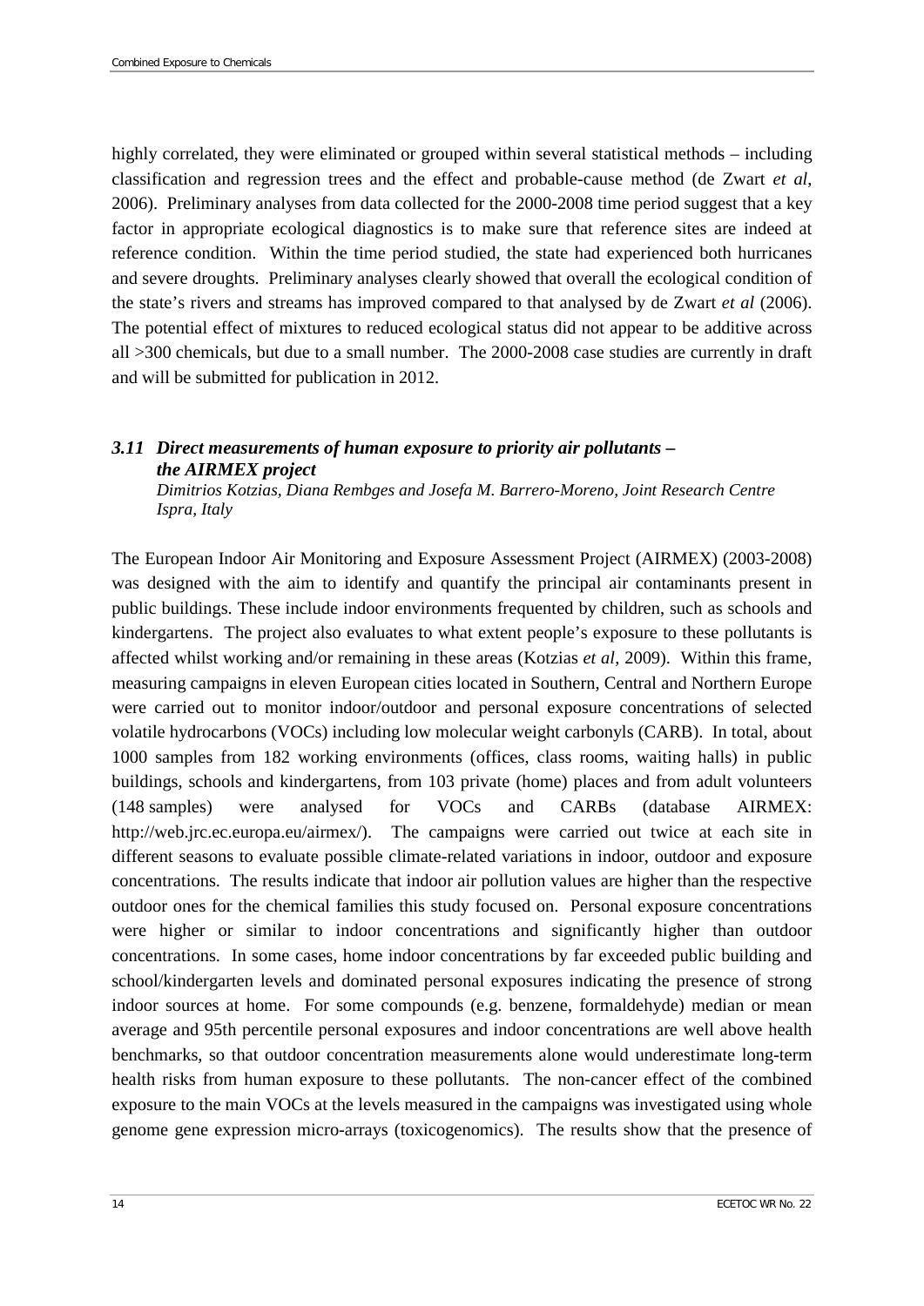highly correlated, they were eliminated or grouped within several statistical methods – including classification and regression trees and the effect and probable-cause method (de Zwart *et al*, 2006). Preliminary analyses from data collected for the 2000-2008 time period suggest that a key factor in appropriate ecological diagnostics is to make sure that reference sites are indeed at reference condition. Within the time period studied, the state had experienced both hurricanes and severe droughts. Preliminary analyses clearly showed that overall the ecological condition of the state's rivers and streams has improved compared to that analysed by de Zwart *et al* (2006). The potential effect of mixtures to reduced ecological status did not appear to be additive across all >300 chemicals, but due to a small number. The 2000-2008 case studies are currently in draft and will be submitted for publication in 2012.

### *3.11 Direct measurements of human exposure to priority air pollutants – the AIRMEX project*

*Dimitrios Kotzias, Diana Rembges and Josefa M. Barrero-Moreno, Joint Research Centre Ispra, Italy*

The European Indoor Air Monitoring and Exposure Assessment Project (AIRMEX) (2003-2008) was designed with the aim to identify and quantify the principal air contaminants present in public buildings. These include indoor environments frequented by children, such as schools and kindergartens. The project also evaluates to what extent people's exposure to these pollutants is affected whilst working and/or remaining in these areas (Kotzias *et al*, 2009). Within this frame, measuring campaigns in eleven European cities located in Southern, Central and Northern Europe were carried out to monitor indoor/outdoor and personal exposure concentrations of selected volatile hydrocarbons (VOCs) including low molecular weight carbonyls (CARB). In total, about 1000 samples from 182 working environments (offices, class rooms, waiting halls) in public buildings, schools and kindergartens, from 103 private (home) places and from adult volunteers (148 samples) were analysed for VOCs and CARBs (database AIRMEX: http://web.jrc.ec.europa.eu/airmex/). The campaigns were carried out twice at each site in different seasons to evaluate possible climate-related variations in indoor, outdoor and exposure concentrations. The results indicate that indoor air pollution values are higher than the respective outdoor ones for the chemical families this study focused on. Personal exposure concentrations were higher or similar to indoor concentrations and significantly higher than outdoor concentrations. In some cases, home indoor concentrations by far exceeded public building and school/kindergarten levels and dominated personal exposures indicating the presence of strong indoor sources at home. For some compounds (e.g. benzene, formaldehyde) median or mean average and 95th percentile personal exposures and indoor concentrations are well above health benchmarks, so that outdoor concentration measurements alone would underestimate long-term health risks from human exposure to these pollutants. The non-cancer effect of the combined exposure to the main VOCs at the levels measured in the campaigns was investigated using whole genome gene expression micro-arrays (toxicogenomics). The results show that the presence of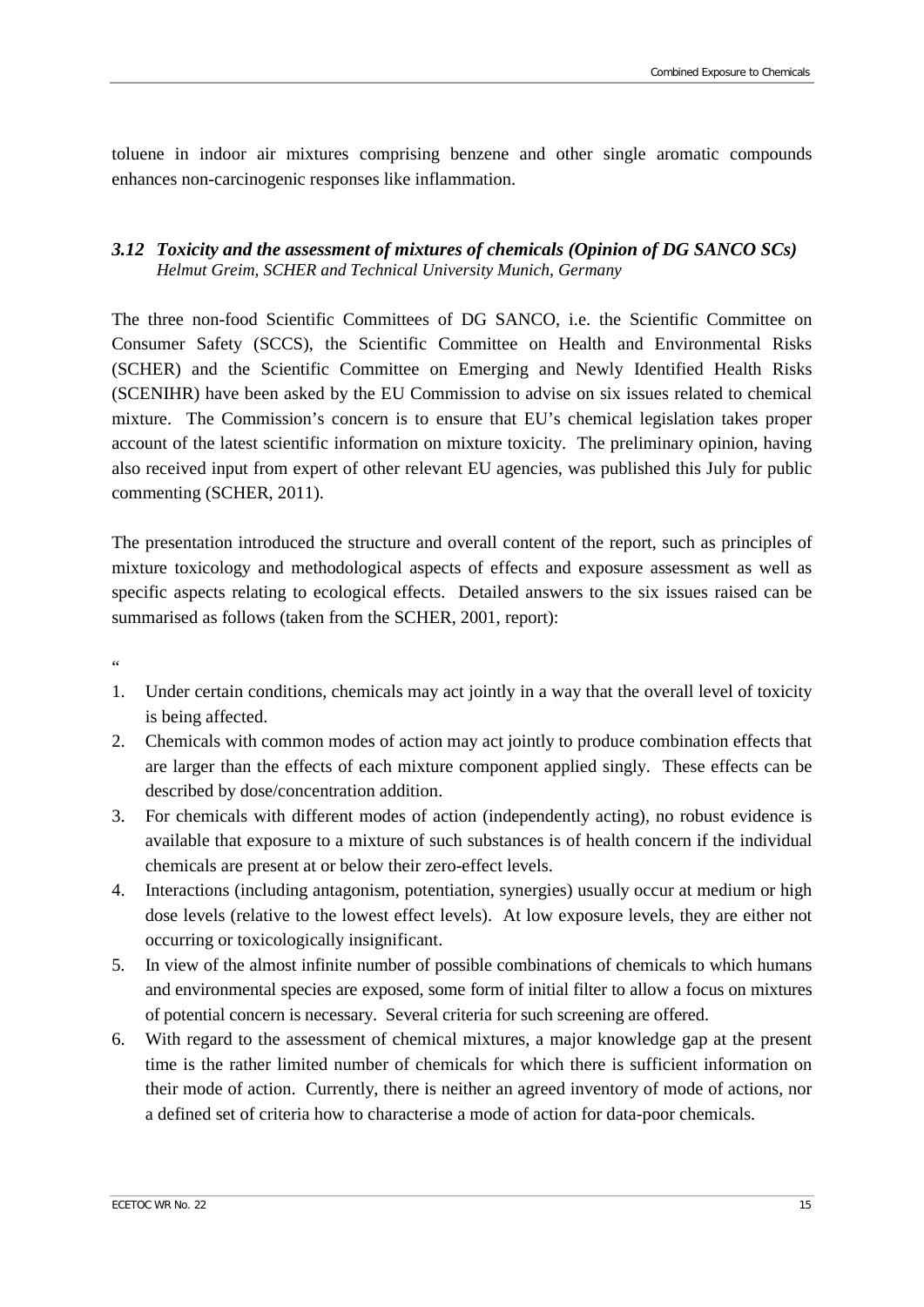toluene in indoor air mixtures comprising benzene and other single aromatic compounds enhances non-carcinogenic responses like inflammation.

### *3.12 Toxicity and the assessment of mixtures of chemicals (Opinion of DG SANCO SCs)*

*Helmut Greim, SCHER and Technical University Munich, Germany*

The three non-food Scientific Committees of DG SANCO, i.e. the Scientific Committee on Consumer Safety (SCCS), the Scientific Committee on Health and Environmental Risks (SCHER) and the Scientific Committee on Emerging and Newly Identified Health Risks (SCENIHR) have been asked by the EU Commission to advise on six issues related to chemical mixture. The Commission's concern is to ensure that EU's chemical legislation takes proper account of the latest scientific information on mixture toxicity. The preliminary opinion, having also received input from expert of other relevant EU agencies, was published this July for public commenting (SCHER, 2011).

The presentation introduced the structure and overall content of the report, such as principles of mixture toxicology and methodological aspects of effects and exposure assessment as well as specific aspects relating to ecological effects. Detailed answers to the six issues raised can be summarised as follows (taken from the SCHER, 2001, report):

"

1. Under certain conditions, chemicals may act jointly in a way that the overall level of toxicity is being affected.
2. Chemicals with common modes of action may act jointly to produce combination effects that are larger than the effects of each mixture component applied singly. These effects can be described by dose/concentration addition.
3. For chemicals with different modes of action (independently acting), no robust evidence is available that exposure to a mixture of such substances is of health concern if the individual chemicals are present at or below their zero-effect levels.
4. Interactions (including antagonism, potentiation, synergies) usually occur at medium or high dose levels (relative to the lowest effect levels). At low exposure levels, they are either not occurring or toxicologically insignificant.
5. In view of the almost infinite number of possible combinations of chemicals to which humans and environmental species are exposed, some form of initial filter to allow a focus on mixtures of potential concern is necessary. Several criteria for such screening are offered.
6. With regard to the assessment of chemical mixtures, a major knowledge gap at the present time is the rather limited number of chemicals for which there is sufficient information on their mode of action. Currently, there is neither an agreed inventory of mode of actions, nor a defined set of criteria how to characterise a mode of action for data-poor chemicals.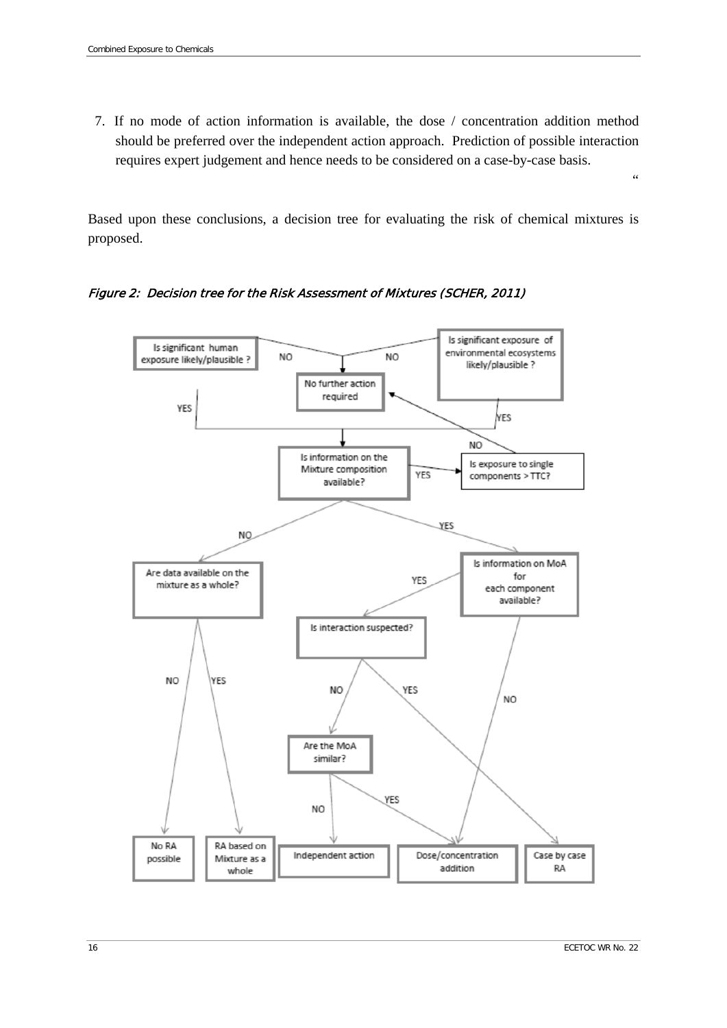7. If no mode of action information is available, the dose / concentration addition method should be preferred over the independent action approach. Prediction of possible interaction requires expert judgement and hence needs to be considered on a case-by-case basis.

"

Based upon these conclusions, a decision tree for evaluating the risk of chemical mixtures is proposed.

*Figure 2: Decision tree for the Risk Assessment of Mixtures (SCHER, 2011)*

- Is significant human exposure likely/plausible?
  - NO → No further action required
  - YES → Is information on the Mixture composition available?
- Is significant exposure of environmental ecosystems likely/plausible?
  - NO → No further action required
  - YES → Is information on the Mixture composition available?
- Is information on the Mixture composition available?
  - YES → Is exposure to single components > TTC?
    - NO → No further action required
  - NO → Are data available on the mixture as a whole?
    - NO → No RA possible
    - YES → RA based on Mixture as a whole
  - YES → Is information on MoA for each component available?
    - NO → Dose/concentration addition
    - YES → Is interaction suspected?
      - YES → Case by case RA
      - NO → Are the MoA similar?
        - NO → Independent action
        - YES → Dose/concentration addition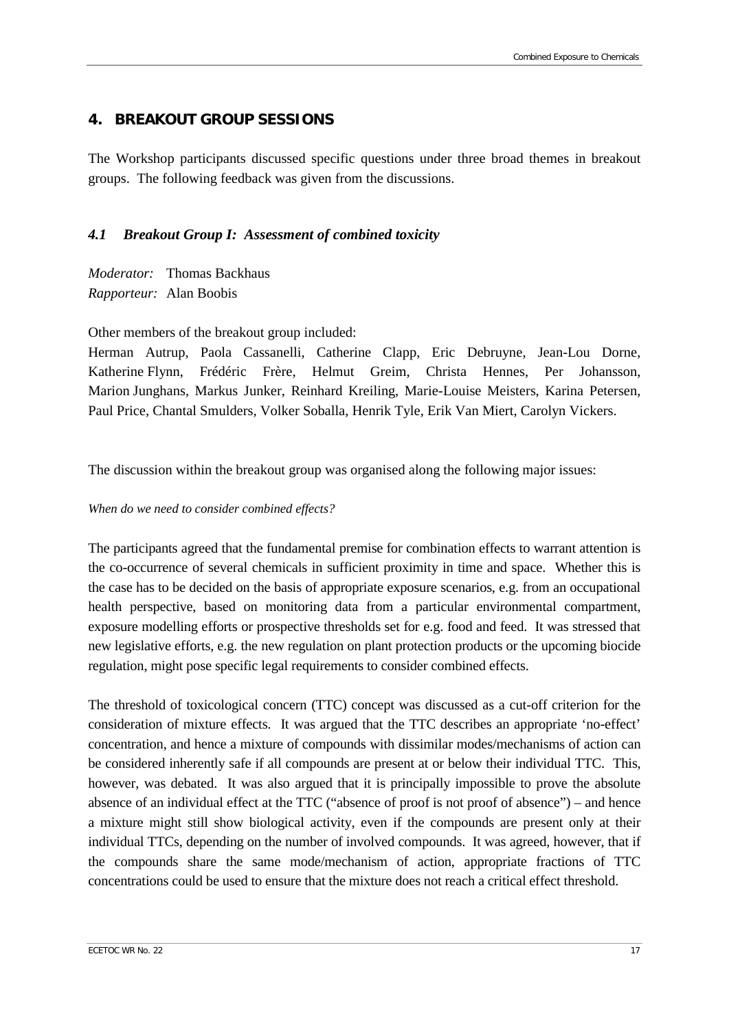# 4. BREAKOUT GROUP SESSIONS

The Workshop participants discussed specific questions under three broad themes in breakout groups. The following feedback was given from the discussions.

## 4.1 Breakout Group I: Assessment of combined toxicity

*Moderator:* Thomas Backhaus
*Rapporteur:* Alan Boobis

Other members of the breakout group included:
Herman Autrup, Paola Cassanelli, Catherine Clapp, Eric Debruyne, Jean-Lou Dorne, Katherine Flynn, Frédéric Frère, Helmut Greim, Christa Hennes, Per Johansson, Marion Junghans, Markus Junker, Reinhard Kreiling, Marie-Louise Meisters, Karina Petersen, Paul Price, Chantal Smulders, Volker Soballa, Henrik Tyle, Erik Van Miert, Carolyn Vickers.

The discussion within the breakout group was organised along the following major issues:

*When do we need to consider combined effects?*

The participants agreed that the fundamental premise for combination effects to warrant attention is the co-occurrence of several chemicals in sufficient proximity in time and space. Whether this is the case has to be decided on the basis of appropriate exposure scenarios, e.g. from an occupational health perspective, based on monitoring data from a particular environmental compartment, exposure modelling efforts or prospective thresholds set for e.g. food and feed. It was stressed that new legislative efforts, e.g. the new regulation on plant protection products or the upcoming biocide regulation, might pose specific legal requirements to consider combined effects.

The threshold of toxicological concern (TTC) concept was discussed as a cut-off criterion for the consideration of mixture effects. It was argued that the TTC describes an appropriate 'no-effect' concentration, and hence a mixture of compounds with dissimilar modes/mechanisms of action can be considered inherently safe if all compounds are present at or below their individual TTC. This, however, was debated. It was also argued that it is principally impossible to prove the absolute absence of an individual effect at the TTC ("absence of proof is not proof of absence") – and hence a mixture might still show biological activity, even if the compounds are present only at their individual TTCs, depending on the number of involved compounds. It was agreed, however, that if the compounds share the same mode/mechanism of action, appropriate fractions of TTC concentrations could be used to ensure that the mixture does not reach a critical effect threshold.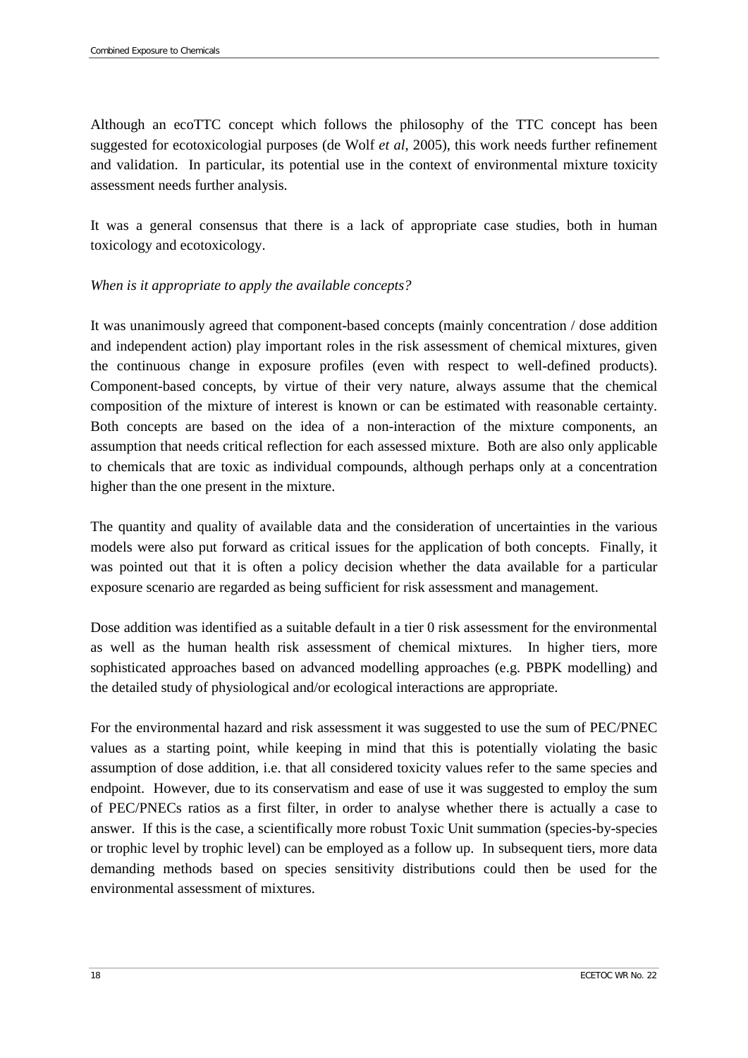Although an ecoTTC concept which follows the philosophy of the TTC concept has been suggested for ecotoxicologial purposes (de Wolf *et al*, 2005), this work needs further refinement and validation. In particular, its potential use in the context of environmental mixture toxicity assessment needs further analysis.

It was a general consensus that there is a lack of appropriate case studies, both in human toxicology and ecotoxicology.

*When is it appropriate to apply the available concepts?*

It was unanimously agreed that component-based concepts (mainly concentration / dose addition and independent action) play important roles in the risk assessment of chemical mixtures, given the continuous change in exposure profiles (even with respect to well-defined products). Component-based concepts, by virtue of their very nature, always assume that the chemical composition of the mixture of interest is known or can be estimated with reasonable certainty. Both concepts are based on the idea of a non-interaction of the mixture components, an assumption that needs critical reflection for each assessed mixture. Both are also only applicable to chemicals that are toxic as individual compounds, although perhaps only at a concentration higher than the one present in the mixture.

The quantity and quality of available data and the consideration of uncertainties in the various models were also put forward as critical issues for the application of both concepts. Finally, it was pointed out that it is often a policy decision whether the data available for a particular exposure scenario are regarded as being sufficient for risk assessment and management.

Dose addition was identified as a suitable default in a tier 0 risk assessment for the environmental as well as the human health risk assessment of chemical mixtures. In higher tiers, more sophisticated approaches based on advanced modelling approaches (e.g. PBPK modelling) and the detailed study of physiological and/or ecological interactions are appropriate.

For the environmental hazard and risk assessment it was suggested to use the sum of PEC/PNEC values as a starting point, while keeping in mind that this is potentially violating the basic assumption of dose addition, i.e. that all considered toxicity values refer to the same species and endpoint. However, due to its conservatism and ease of use it was suggested to employ the sum of PEC/PNECs ratios as a first filter, in order to analyse whether there is actually a case to answer. If this is the case, a scientifically more robust Toxic Unit summation (species-by-species or trophic level by trophic level) can be employed as a follow up. In subsequent tiers, more data demanding methods based on species sensitivity distributions could then be used for the environmental assessment of mixtures.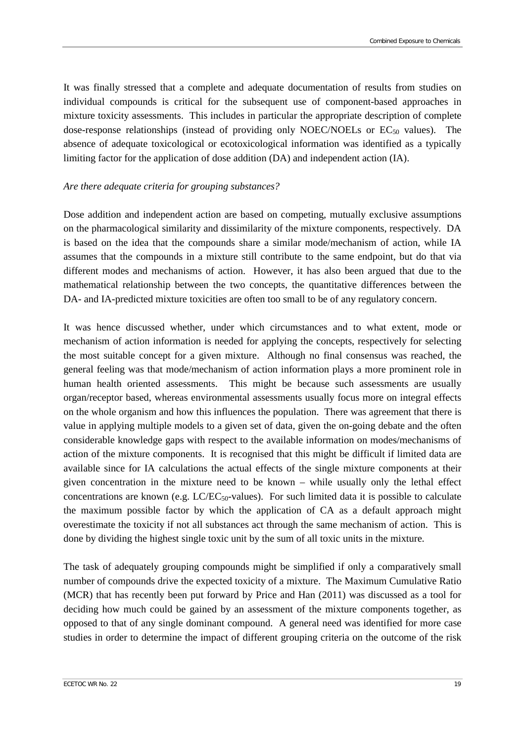It was finally stressed that a complete and adequate documentation of results from studies on individual compounds is critical for the subsequent use of component-based approaches in mixture toxicity assessments. This includes in particular the appropriate description of complete dose-response relationships (instead of providing only NOEC/NOELs or $EC_{50}$ values). The absence of adequate toxicological or ecotoxicological information was identified as a typically limiting factor for the application of dose addition (DA) and independent action (IA).

*Are there adequate criteria for grouping substances?*

Dose addition and independent action are based on competing, mutually exclusive assumptions on the pharmacological similarity and dissimilarity of the mixture components, respectively. DA is based on the idea that the compounds share a similar mode/mechanism of action, while IA assumes that the compounds in a mixture still contribute to the same endpoint, but do that via different modes and mechanisms of action. However, it has also been argued that due to the mathematical relationship between the two concepts, the quantitative differences between the DA- and IA-predicted mixture toxicities are often too small to be of any regulatory concern.

It was hence discussed whether, under which circumstances and to what extent, mode or mechanism of action information is needed for applying the concepts, respectively for selecting the most suitable concept for a given mixture. Although no final consensus was reached, the general feeling was that mode/mechanism of action information plays a more prominent role in human health oriented assessments. This might be because such assessments are usually organ/receptor based, whereas environmental assessments usually focus more on integral effects on the whole organism and how this influences the population. There was agreement that there is value in applying multiple models to a given set of data, given the on-going debate and the often considerable knowledge gaps with respect to the available information on modes/mechanisms of action of the mixture components. It is recognised that this might be difficult if limited data are available since for IA calculations the actual effects of the single mixture components at their given concentration in the mixture need to be known – while usually only the lethal effect concentrations are known (e.g. $LC/EC_{50}$-values). For such limited data it is possible to calculate the maximum possible factor by which the application of CA as a default approach might overestimate the toxicity if not all substances act through the same mechanism of action. This is done by dividing the highest single toxic unit by the sum of all toxic units in the mixture.

The task of adequately grouping compounds might be simplified if only a comparatively small number of compounds drive the expected toxicity of a mixture. The Maximum Cumulative Ratio (MCR) that has recently been put forward by Price and Han (2011) was discussed as a tool for deciding how much could be gained by an assessment of the mixture components together, as opposed to that of any single dominant compound. A general need was identified for more case studies in order to determine the impact of different grouping criteria on the outcome of the risk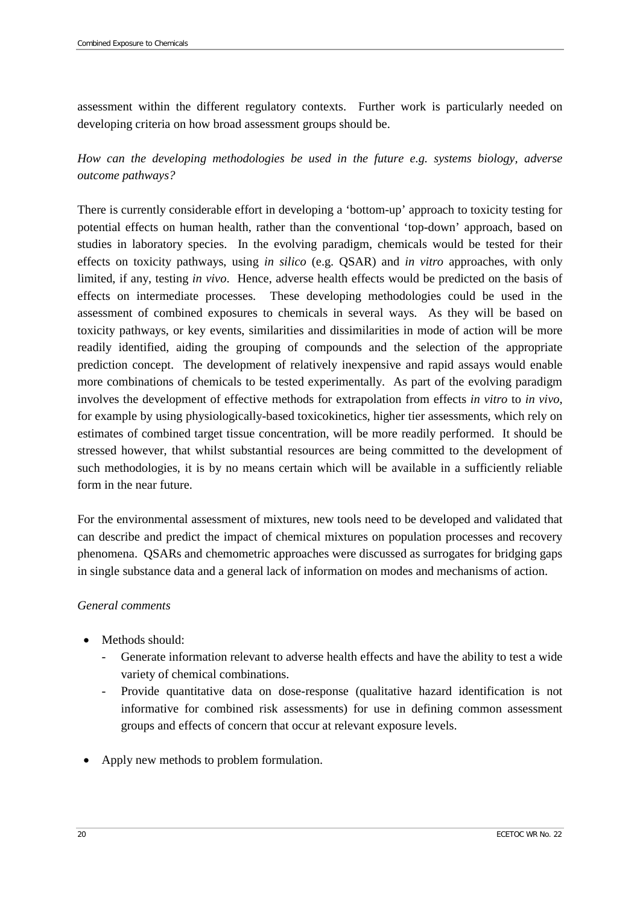assessment within the different regulatory contexts. Further work is particularly needed on developing criteria on how broad assessment groups should be.

*How can the developing methodologies be used in the future e.g. systems biology, adverse outcome pathways?*

There is currently considerable effort in developing a 'bottom-up' approach to toxicity testing for potential effects on human health, rather than the conventional 'top-down' approach, based on studies in laboratory species. In the evolving paradigm, chemicals would be tested for their effects on toxicity pathways, using *in silico* (e.g. QSAR) and *in vitro* approaches, with only limited, if any, testing *in vivo*. Hence, adverse health effects would be predicted on the basis of effects on intermediate processes. These developing methodologies could be used in the assessment of combined exposures to chemicals in several ways. As they will be based on toxicity pathways, or key events, similarities and dissimilarities in mode of action will be more readily identified, aiding the grouping of compounds and the selection of the appropriate prediction concept. The development of relatively inexpensive and rapid assays would enable more combinations of chemicals to be tested experimentally. As part of the evolving paradigm involves the development of effective methods for extrapolation from effects *in vitro* to *in vivo*, for example by using physiologically-based toxicokinetics, higher tier assessments, which rely on estimates of combined target tissue concentration, will be more readily performed. It should be stressed however, that whilst substantial resources are being committed to the development of such methodologies, it is by no means certain which will be available in a sufficiently reliable form in the near future.

For the environmental assessment of mixtures, new tools need to be developed and validated that can describe and predict the impact of chemical mixtures on population processes and recovery phenomena. QSARs and chemometric approaches were discussed as surrogates for bridging gaps in single substance data and a general lack of information on modes and mechanisms of action.

*General comments*

- Methods should:
  - Generate information relevant to adverse health effects and have the ability to test a wide variety of chemical combinations.
  - Provide quantitative data on dose-response (qualitative hazard identification is not informative for combined risk assessments) for use in defining common assessment groups and effects of concern that occur at relevant exposure levels.
- Apply new methods to problem formulation.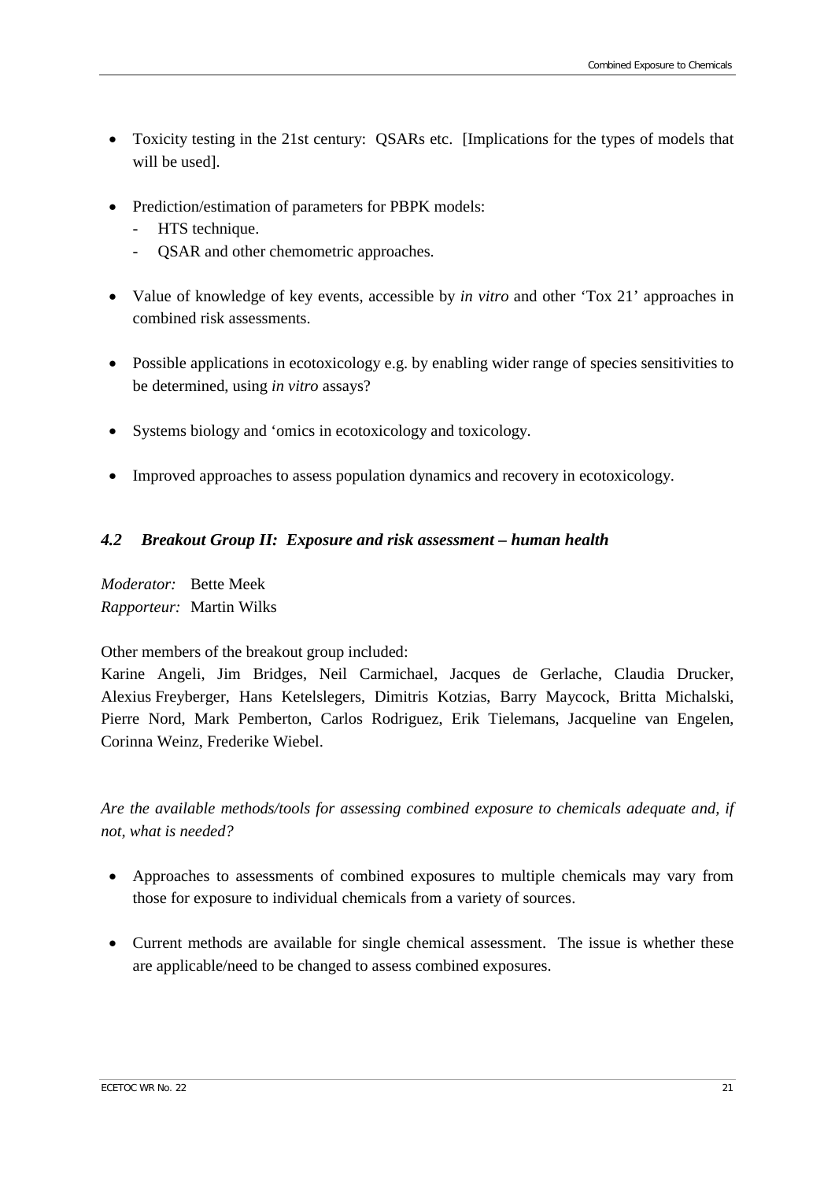- Toxicity testing in the 21st century: QSARs etc. [Implications for the types of models that will be used].

- Prediction/estimation of parameters for PBPK models:
  - HTS technique.
  - QSAR and other chemometric approaches.

- Value of knowledge of key events, accessible by *in vitro* and other 'Tox 21' approaches in combined risk assessments.

- Possible applications in ecotoxicology e.g. by enabling wider range of species sensitivities to be determined, using *in vitro* assays?

- Systems biology and 'omics in ecotoxicology and toxicology.

- Improved approaches to assess population dynamics and recovery in ecotoxicology.

### *4.2 Breakout Group II: Exposure and risk assessment – human health*

*Moderator:* Bette Meek
*Rapporteur:* Martin Wilks

Other members of the breakout group included:
Karine Angeli, Jim Bridges, Neil Carmichael, Jacques de Gerlache, Claudia Drucker, Alexius Freyberger, Hans Ketelslegers, Dimitris Kotzias, Barry Maycock, Britta Michalski, Pierre Nord, Mark Pemberton, Carlos Rodriguez, Erik Tielemans, Jacqueline van Engelen, Corinna Weinz, Frederike Wiebel.

*Are the available methods/tools for assessing combined exposure to chemicals adequate and, if not, what is needed?*

- Approaches to assessments of combined exposures to multiple chemicals may vary from those for exposure to individual chemicals from a variety of sources.

- Current methods are available for single chemical assessment. The issue is whether these are applicable/need to be changed to assess combined exposures.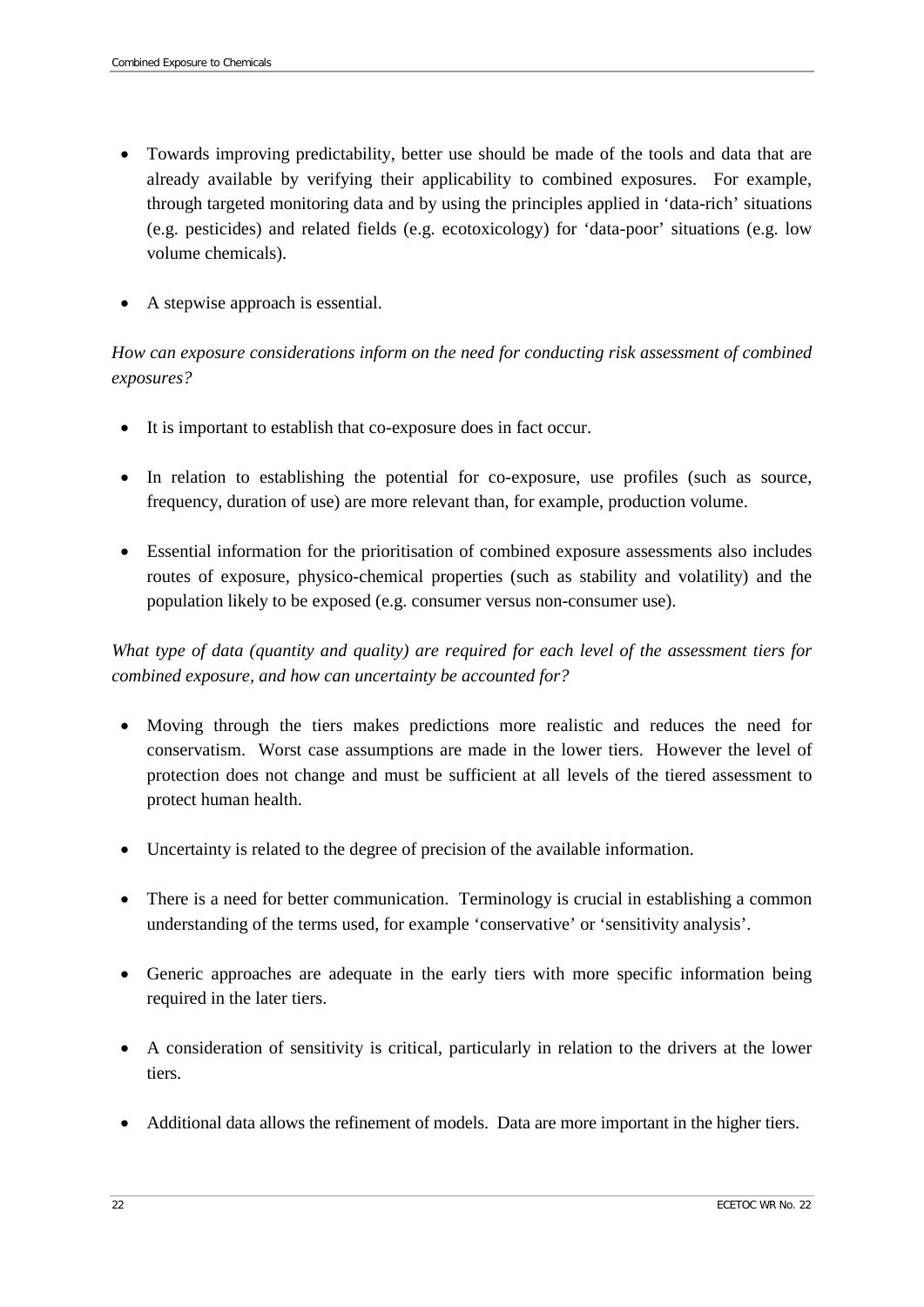- Towards improving predictability, better use should be made of the tools and data that are already available by verifying their applicability to combined exposures. For example, through targeted monitoring data and by using the principles applied in 'data-rich' situations (e.g. pesticides) and related fields (e.g. ecotoxicology) for 'data-poor' situations (e.g. low volume chemicals).

- A stepwise approach is essential.

*How can exposure considerations inform on the need for conducting risk assessment of combined exposures?*

- It is important to establish that co-exposure does in fact occur.

- In relation to establishing the potential for co-exposure, use profiles (such as source, frequency, duration of use) are more relevant than, for example, production volume.

- Essential information for the prioritisation of combined exposure assessments also includes routes of exposure, physico-chemical properties (such as stability and volatility) and the population likely to be exposed (e.g. consumer versus non-consumer use).

*What type of data (quantity and quality) are required for each level of the assessment tiers for combined exposure, and how can uncertainty be accounted for?*

- Moving through the tiers makes predictions more realistic and reduces the need for conservatism. Worst case assumptions are made in the lower tiers. However the level of protection does not change and must be sufficient at all levels of the tiered assessment to protect human health.

- Uncertainty is related to the degree of precision of the available information.

- There is a need for better communication. Terminology is crucial in establishing a common understanding of the terms used, for example 'conservative' or 'sensitivity analysis'.

- Generic approaches are adequate in the early tiers with more specific information being required in the later tiers.

- A consideration of sensitivity is critical, particularly in relation to the drivers at the lower tiers.

- Additional data allows the refinement of models. Data are more important in the higher tiers.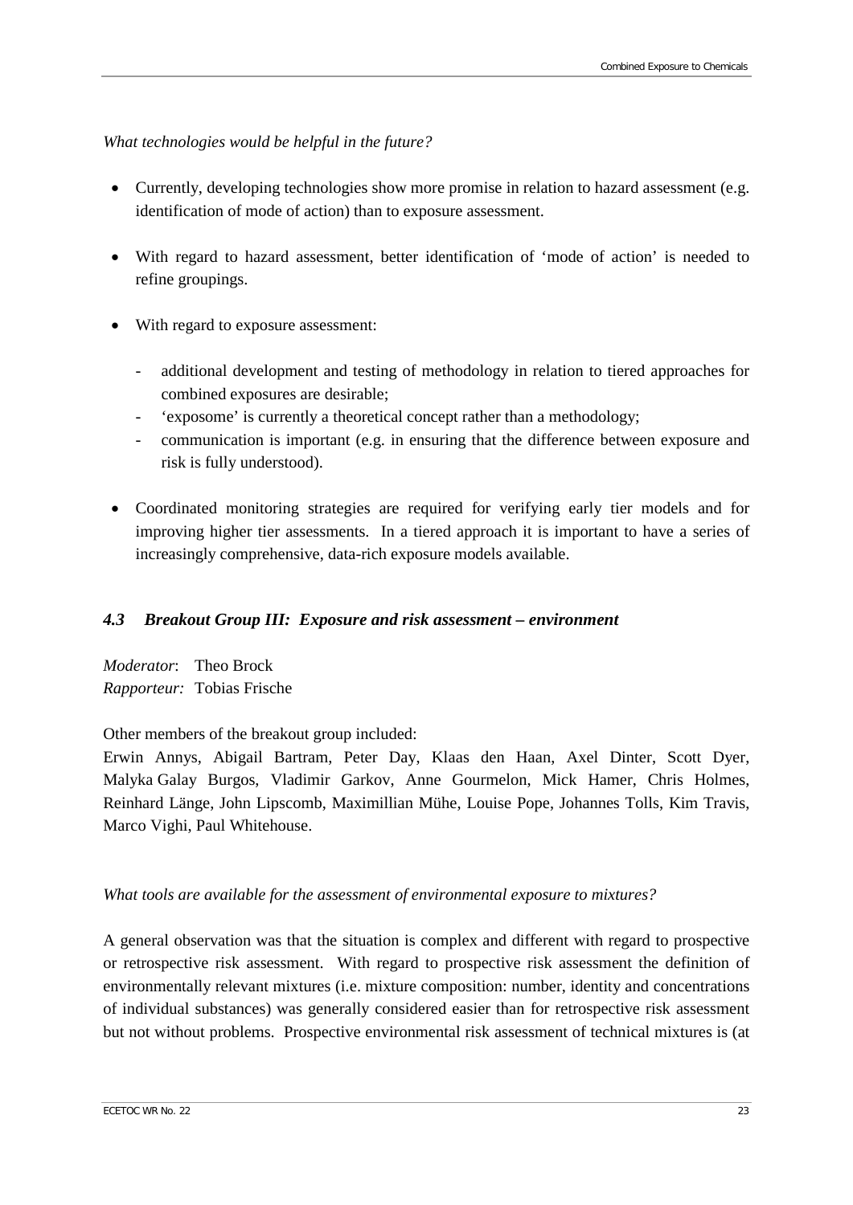*What technologies would be helpful in the future?*

- Currently, developing technologies show more promise in relation to hazard assessment (e.g. identification of mode of action) than to exposure assessment.

- With regard to hazard assessment, better identification of 'mode of action' is needed to refine groupings.

- With regard to exposure assessment:

  - additional development and testing of methodology in relation to tiered approaches for combined exposures are desirable;
  - 'exposome' is currently a theoretical concept rather than a methodology;
  - communication is important (e.g. in ensuring that the difference between exposure and risk is fully understood).

- Coordinated monitoring strategies are required for verifying early tier models and for improving higher tier assessments. In a tiered approach it is important to have a series of increasingly comprehensive, data-rich exposure models available.

### *4.3 Breakout Group III: Exposure and risk assessment – environment*

*Moderator*: Theo Brock
*Rapporteur:* Tobias Frische

Other members of the breakout group included:
Erwin Annys, Abigail Bartram, Peter Day, Klaas den Haan, Axel Dinter, Scott Dyer, Malyka Galay Burgos, Vladimir Garkov, Anne Gourmelon, Mick Hamer, Chris Holmes, Reinhard Länge, John Lipscomb, Maximillian Mühe, Louise Pope, Johannes Tolls, Kim Travis, Marco Vighi, Paul Whitehouse.

*What tools are available for the assessment of environmental exposure to mixtures?*

A general observation was that the situation is complex and different with regard to prospective or retrospective risk assessment. With regard to prospective risk assessment the definition of environmentally relevant mixtures (i.e. mixture composition: number, identity and concentrations of individual substances) was generally considered easier than for retrospective risk assessment but not without problems. Prospective environmental risk assessment of technical mixtures is (at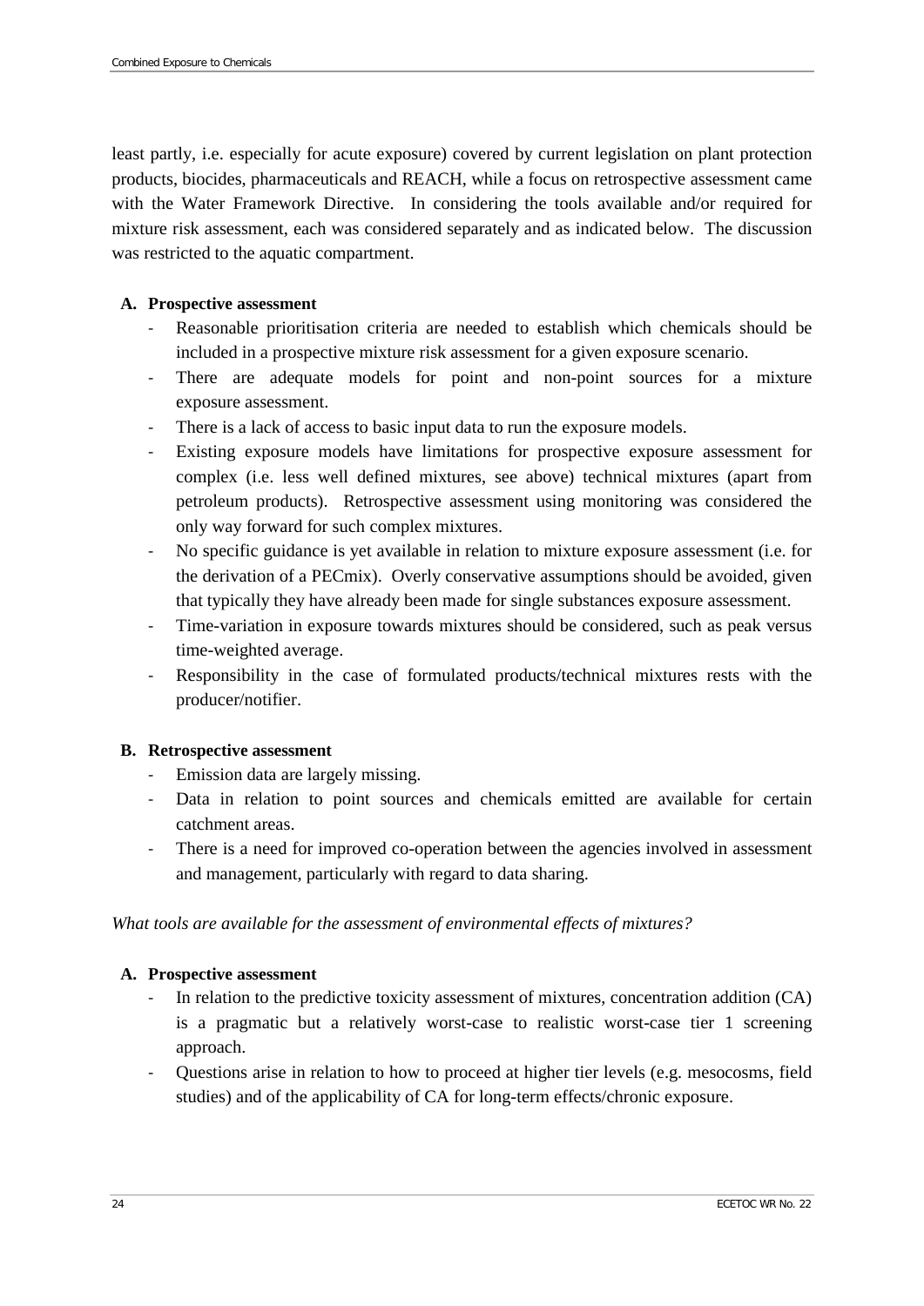least partly, i.e. especially for acute exposure) covered by current legislation on plant protection products, biocides, pharmaceuticals and REACH, while a focus on retrospective assessment came with the Water Framework Directive. In considering the tools available and/or required for mixture risk assessment, each was considered separately and as indicated below. The discussion was restricted to the aquatic compartment.

**A. Prospective assessment**

- Reasonable prioritisation criteria are needed to establish which chemicals should be included in a prospective mixture risk assessment for a given exposure scenario.
- There are adequate models for point and non-point sources for a mixture exposure assessment.
- There is a lack of access to basic input data to run the exposure models.
- Existing exposure models have limitations for prospective exposure assessment for complex (i.e. less well defined mixtures, see above) technical mixtures (apart from petroleum products). Retrospective assessment using monitoring was considered the only way forward for such complex mixtures.
- No specific guidance is yet available in relation to mixture exposure assessment (i.e. for the derivation of a PECmix). Overly conservative assumptions should be avoided, given that typically they have already been made for single substances exposure assessment.
- Time-variation in exposure towards mixtures should be considered, such as peak versus time-weighted average.
- Responsibility in the case of formulated products/technical mixtures rests with the producer/notifier.

**B. Retrospective assessment**

- Emission data are largely missing.
- Data in relation to point sources and chemicals emitted are available for certain catchment areas.
- There is a need for improved co-operation between the agencies involved in assessment and management, particularly with regard to data sharing.

*What tools are available for the assessment of environmental effects of mixtures?*

**A. Prospective assessment**

- In relation to the predictive toxicity assessment of mixtures, concentration addition (CA) is a pragmatic but a relatively worst-case to realistic worst-case tier 1 screening approach.
- Questions arise in relation to how to proceed at higher tier levels (e.g. mesocosms, field studies) and of the applicability of CA for long-term effects/chronic exposure.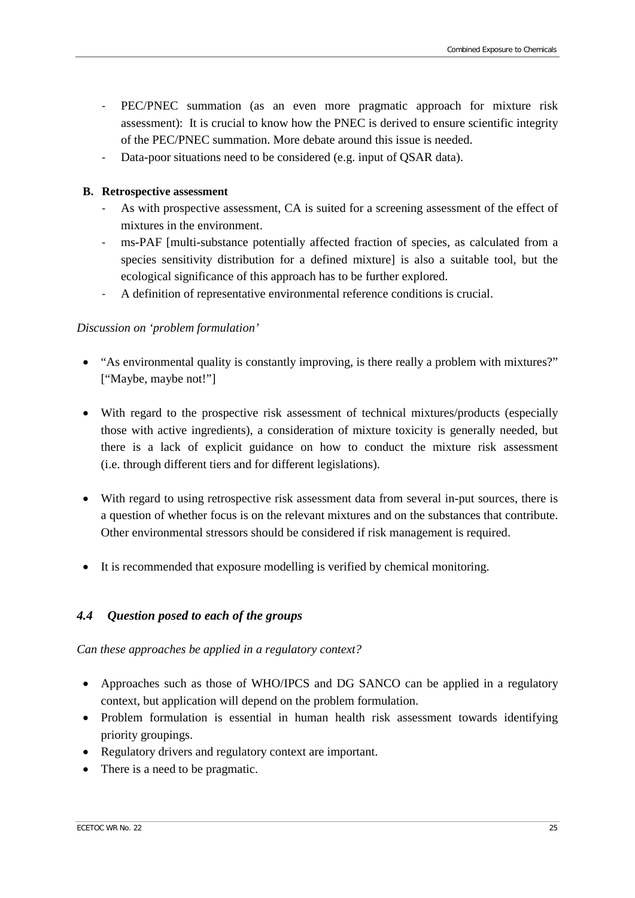- PEC/PNEC summation (as an even more pragmatic approach for mixture risk assessment): It is crucial to know how the PNEC is derived to ensure scientific integrity of the PEC/PNEC summation. More debate around this issue is needed.
- Data-poor situations need to be considered (e.g. input of QSAR data).

**B. Retrospective assessment**

- As with prospective assessment, CA is suited for a screening assessment of the effect of mixtures in the environment.
- ms-PAF [multi-substance potentially affected fraction of species, as calculated from a species sensitivity distribution for a defined mixture] is also a suitable tool, but the ecological significance of this approach has to be further explored.
- A definition of representative environmental reference conditions is crucial.

*Discussion on 'problem formulation'*

- "As environmental quality is constantly improving, is there really a problem with mixtures?" ["Maybe, maybe not!"]
- With regard to the prospective risk assessment of technical mixtures/products (especially those with active ingredients), a consideration of mixture toxicity is generally needed, but there is a lack of explicit guidance on how to conduct the mixture risk assessment (i.e. through different tiers and for different legislations).
- With regard to using retrospective risk assessment data from several in-put sources, there is a question of whether focus is on the relevant mixtures and on the substances that contribute. Other environmental stressors should be considered if risk management is required.
- It is recommended that exposure modelling is verified by chemical monitoring.

### *4.4 Question posed to each of the groups*

*Can these approaches be applied in a regulatory context?*

- Approaches such as those of WHO/IPCS and DG SANCO can be applied in a regulatory context, but application will depend on the problem formulation.
- Problem formulation is essential in human health risk assessment towards identifying priority groupings.
- Regulatory drivers and regulatory context are important.
- There is a need to be pragmatic.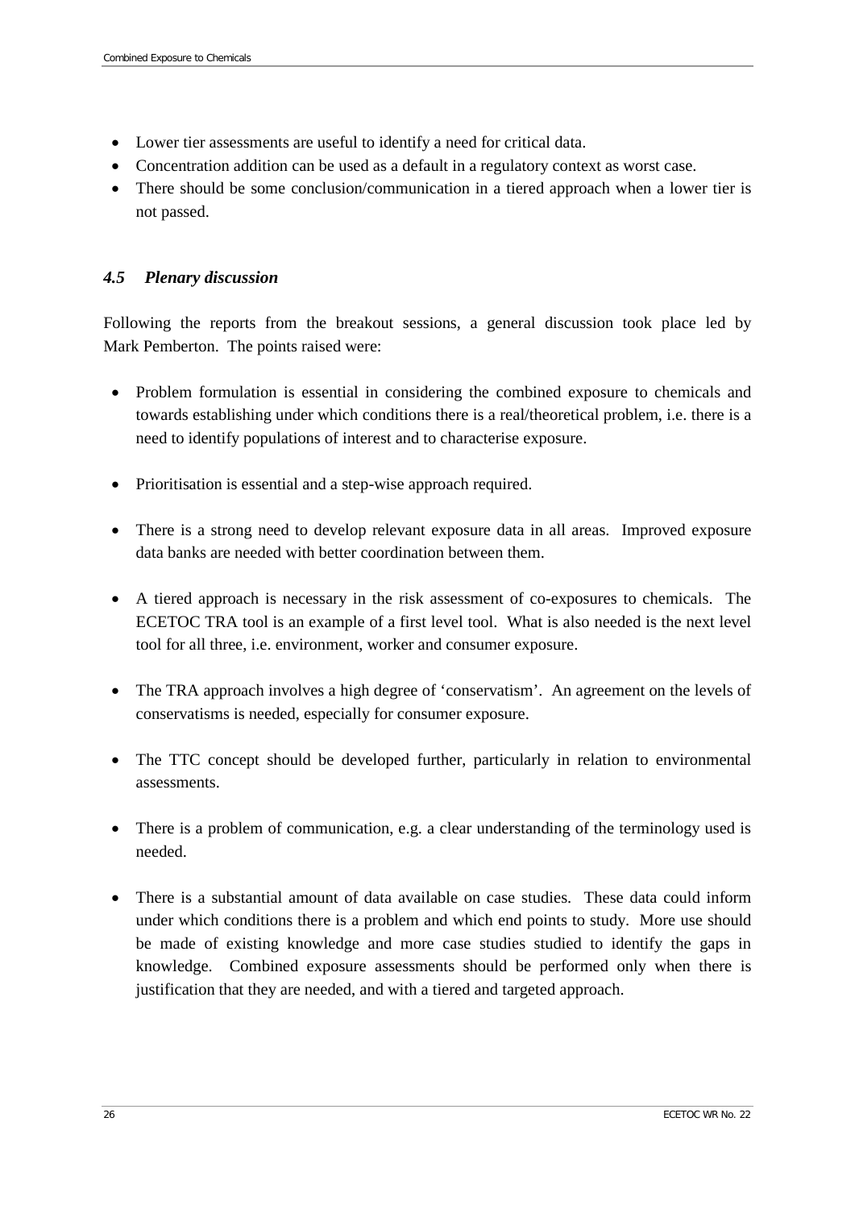- Lower tier assessments are useful to identify a need for critical data.
- Concentration addition can be used as a default in a regulatory context as worst case.
- There should be some conclusion/communication in a tiered approach when a lower tier is not passed.

### *4.5 Plenary discussion*

Following the reports from the breakout sessions, a general discussion took place led by Mark Pemberton. The points raised were:

- Problem formulation is essential in considering the combined exposure to chemicals and towards establishing under which conditions there is a real/theoretical problem, i.e. there is a need to identify populations of interest and to characterise exposure.

- Prioritisation is essential and a step-wise approach required.

- There is a strong need to develop relevant exposure data in all areas. Improved exposure data banks are needed with better coordination between them.

- A tiered approach is necessary in the risk assessment of co-exposures to chemicals. The ECETOC TRA tool is an example of a first level tool. What is also needed is the next level tool for all three, i.e. environment, worker and consumer exposure.

- The TRA approach involves a high degree of 'conservatism'. An agreement on the levels of conservatisms is needed, especially for consumer exposure.

- The TTC concept should be developed further, particularly in relation to environmental assessments.

- There is a problem of communication, e.g. a clear understanding of the terminology used is needed.

- There is a substantial amount of data available on case studies. These data could inform under which conditions there is a problem and which end points to study. More use should be made of existing knowledge and more case studies studied to identify the gaps in knowledge. Combined exposure assessments should be performed only when there is justification that they are needed, and with a tiered and targeted approach.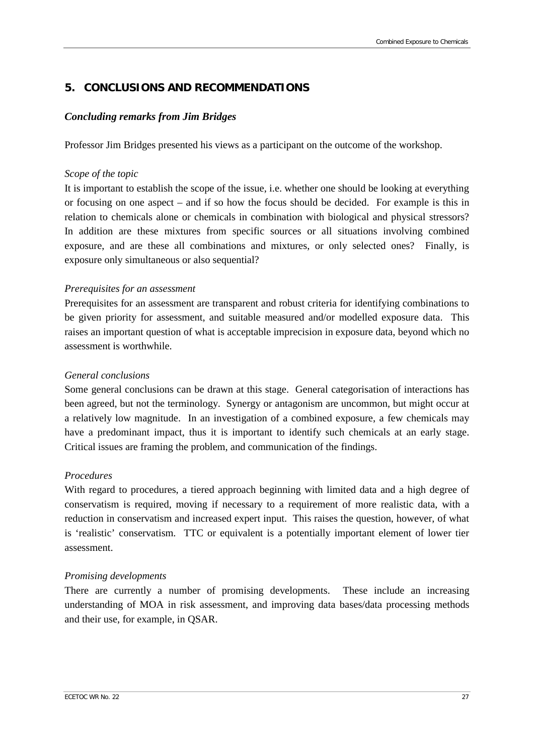## 5. CONCLUSIONS AND RECOMMENDATIONS

### *Concluding remarks from Jim Bridges*

Professor Jim Bridges presented his views as a participant on the outcome of the workshop.

*Scope of the topic*

It is important to establish the scope of the issue, i.e. whether one should be looking at everything or focusing on one aspect – and if so how the focus should be decided. For example is this in relation to chemicals alone or chemicals in combination with biological and physical stressors? In addition are these mixtures from specific sources or all situations involving combined exposure, and are these all combinations and mixtures, or only selected ones? Finally, is exposure only simultaneous or also sequential?

*Prerequisites for an assessment*

Prerequisites for an assessment are transparent and robust criteria for identifying combinations to be given priority for assessment, and suitable measured and/or modelled exposure data. This raises an important question of what is acceptable imprecision in exposure data, beyond which no assessment is worthwhile.

*General conclusions*

Some general conclusions can be drawn at this stage. General categorisation of interactions has been agreed, but not the terminology. Synergy or antagonism are uncommon, but might occur at a relatively low magnitude. In an investigation of a combined exposure, a few chemicals may have a predominant impact, thus it is important to identify such chemicals at an early stage. Critical issues are framing the problem, and communication of the findings.

*Procedures*

With regard to procedures, a tiered approach beginning with limited data and a high degree of conservatism is required, moving if necessary to a requirement of more realistic data, with a reduction in conservatism and increased expert input. This raises the question, however, of what is 'realistic' conservatism. TTC or equivalent is a potentially important element of lower tier assessment.

*Promising developments*

There are currently a number of promising developments. These include an increasing understanding of MOA in risk assessment, and improving data bases/data processing methods and their use, for example, in QSAR.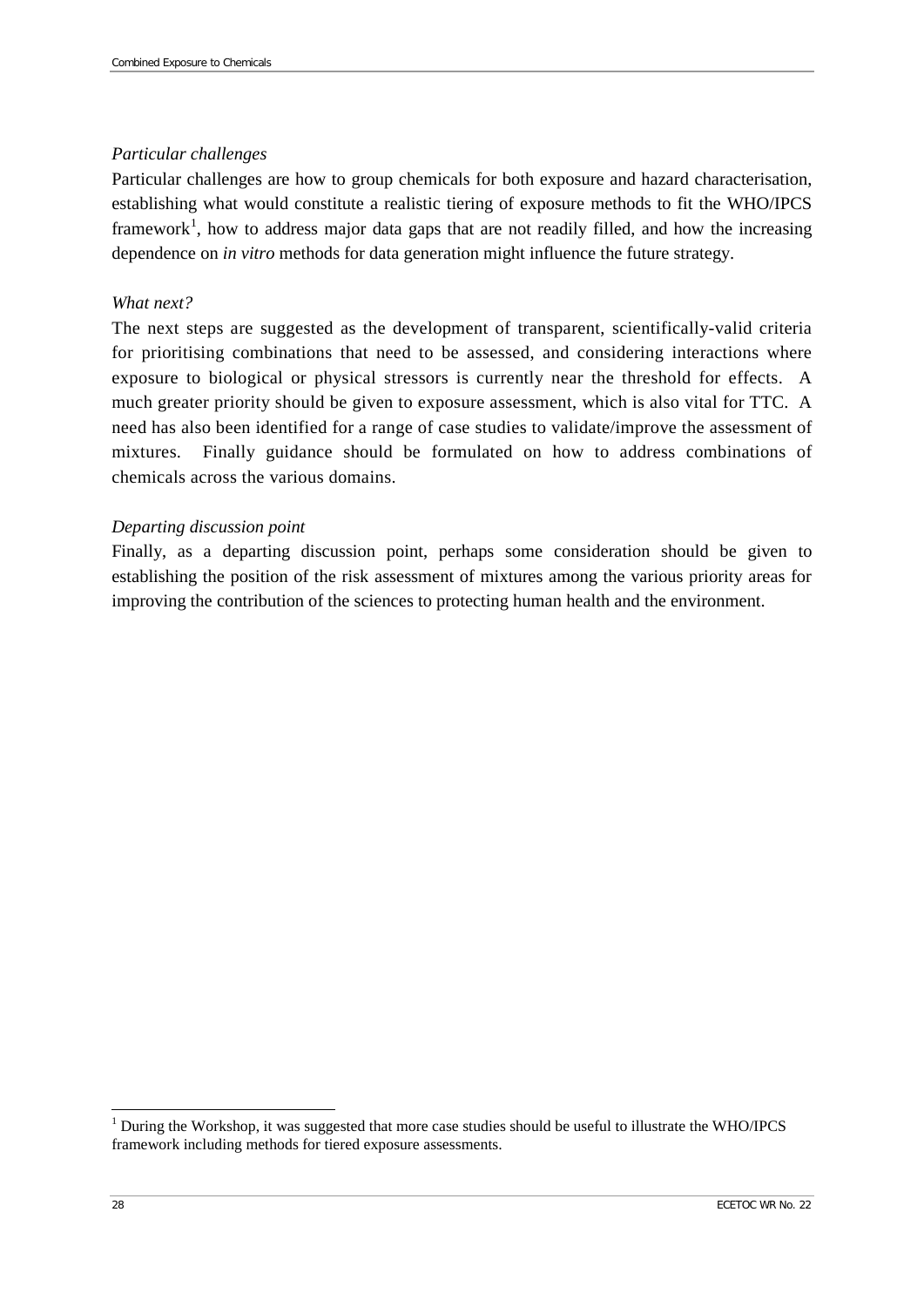*Particular challenges*

Particular challenges are how to group chemicals for both exposure and hazard characterisation, establishing what would constitute a realistic tiering of exposure methods to fit the WHO/IPCS framework[1], how to address major data gaps that are not readily filled, and how the increasing dependence on *in vitro* methods for data generation might influence the future strategy.

*What next?*

The next steps are suggested as the development of transparent, scientifically-valid criteria for prioritising combinations that need to be assessed, and considering interactions where exposure to biological or physical stressors is currently near the threshold for effects. A much greater priority should be given to exposure assessment, which is also vital for TTC. A need has also been identified for a range of case studies to validate/improve the assessment of mixtures. Finally guidance should be formulated on how to address combinations of chemicals across the various domains.

*Departing discussion point*

Finally, as a departing discussion point, perhaps some consideration should be given to establishing the position of the risk assessment of mixtures among the various priority areas for improving the contribution of the sciences to protecting human health and the environment.

[1] During the Workshop, it was suggested that more case studies should be useful to illustrate the WHO/IPCS framework including methods for tiered exposure assessments.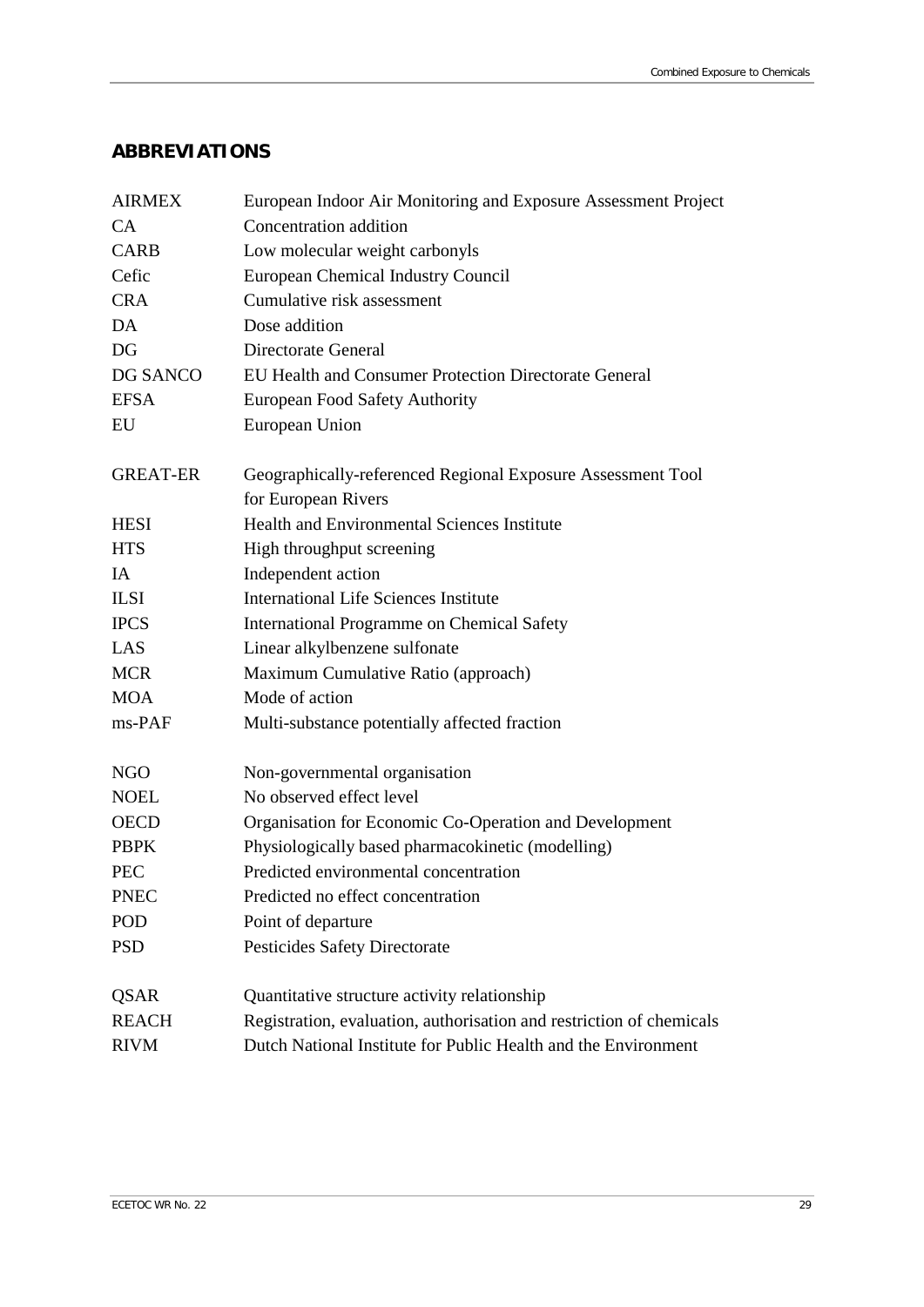## ABBREVIATIONS

| | |
|---|---|
| AIRMEX | European Indoor Air Monitoring and Exposure Assessment Project |
| CA | Concentration addition |
| CARB | Low molecular weight carbonyls |
| Cefic | European Chemical Industry Council |
| CRA | Cumulative risk assessment |
| DA | Dose addition |
| DG | Directorate General |
| DG SANCO | EU Health and Consumer Protection Directorate General |
| EFSA | European Food Safety Authority |
| EU | European Union |
| GREAT-ER | Geographically-referenced Regional Exposure Assessment Tool for European Rivers |
| HESI | Health and Environmental Sciences Institute |
| HTS | High throughput screening |
| IA | Independent action |
| ILSI | International Life Sciences Institute |
| IPCS | International Programme on Chemical Safety |
| LAS | Linear alkylbenzene sulfonate |
| MCR | Maximum Cumulative Ratio (approach) |
| MOA | Mode of action |
| ms-PAF | Multi-substance potentially affected fraction |
| NGO | Non-governmental organisation |
| NOEL | No observed effect level |
| OECD | Organisation for Economic Co-Operation and Development |
| PBPK | Physiologically based pharmacokinetic (modelling) |
| PEC | Predicted environmental concentration |
| PNEC | Predicted no effect concentration |
| POD | Point of departure |
| PSD | Pesticides Safety Directorate |
| QSAR | Quantitative structure activity relationship |
| REACH | Registration, evaluation, authorisation and restriction of chemicals |
| RIVM | Dutch National Institute for Public Health and the Environment |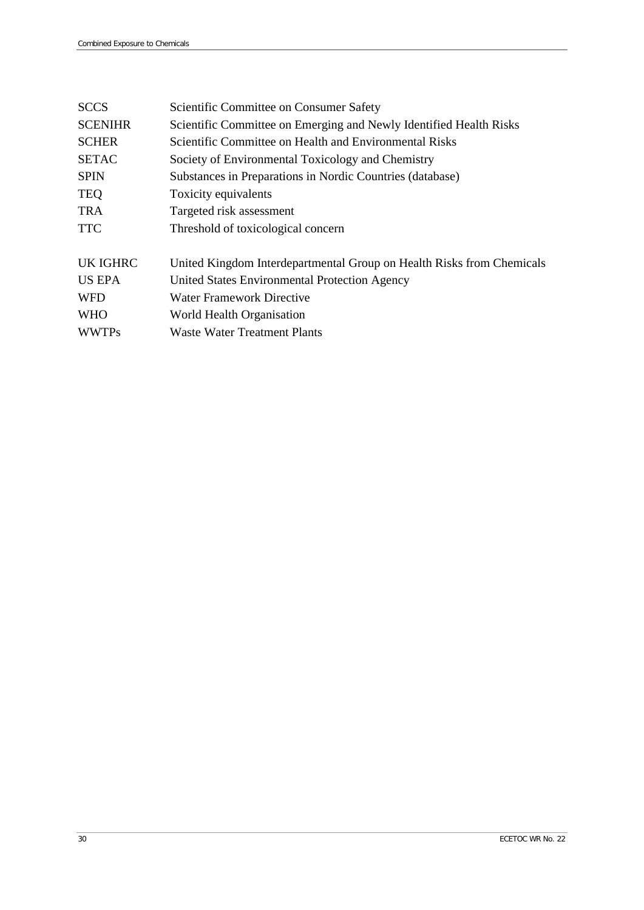| | |
|---|---|
| SCCS | Scientific Committee on Consumer Safety |
| SCENIHR | Scientific Committee on Emerging and Newly Identified Health Risks |
| SCHER | Scientific Committee on Health and Environmental Risks |
| SETAC | Society of Environmental Toxicology and Chemistry |
| SPIN | Substances in Preparations in Nordic Countries (database) |
| TEQ | Toxicity equivalents |
| TRA | Targeted risk assessment |
| TTC | Threshold of toxicological concern |
| UK IGHRC | United Kingdom Interdepartmental Group on Health Risks from Chemicals |
| US EPA | United States Environmental Protection Agency |
| WFD | Water Framework Directive |
| WHO | World Health Organisation |
| WWTPs | Waste Water Treatment Plants |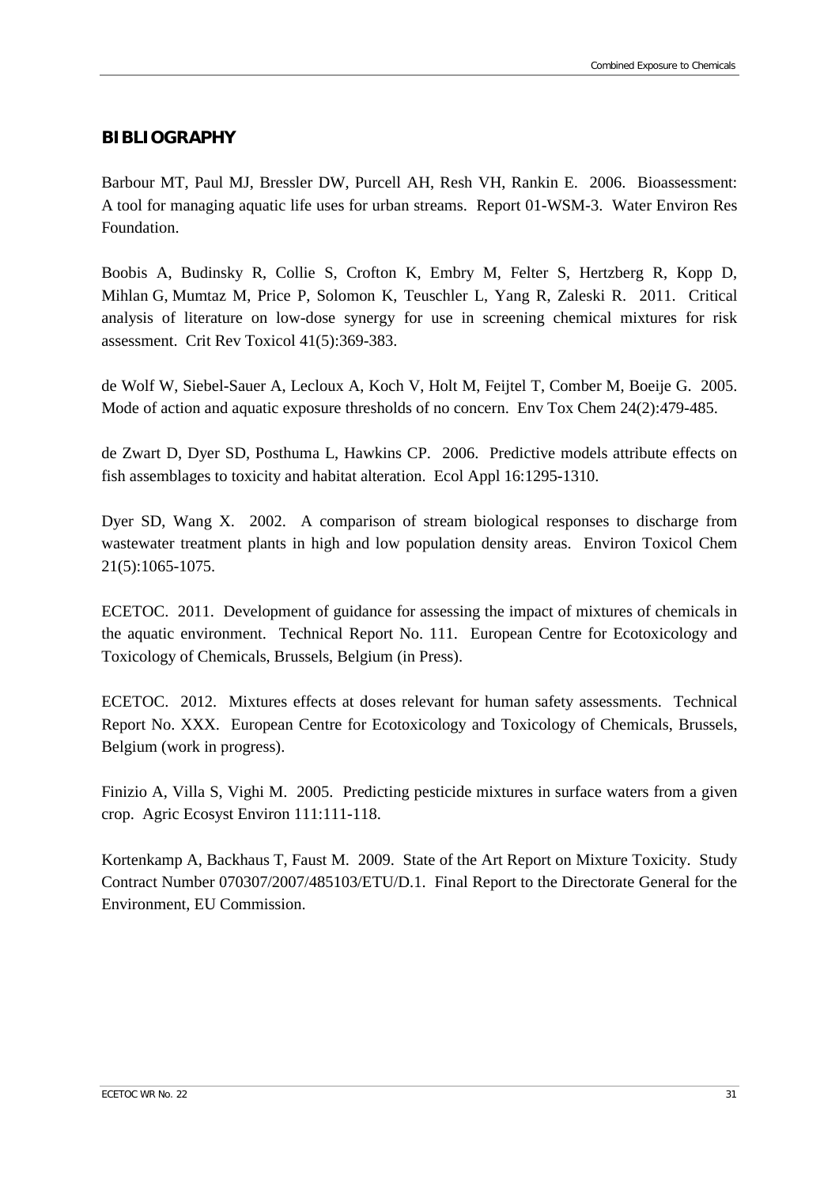## BIBLIOGRAPHY

Barbour MT, Paul MJ, Bressler DW, Purcell AH, Resh VH, Rankin E. 2006. Bioassessment: A tool for managing aquatic life uses for urban streams. Report 01-WSM-3. Water Environ Res Foundation.

Boobis A, Budinsky R, Collie S, Crofton K, Embry M, Felter S, Hertzberg R, Kopp D, Mihlan G, Mumtaz M, Price P, Solomon K, Teuschler L, Yang R, Zaleski R. 2011. Critical analysis of literature on low-dose synergy for use in screening chemical mixtures for risk assessment. Crit Rev Toxicol 41(5):369-383.

de Wolf W, Siebel-Sauer A, Lecloux A, Koch V, Holt M, Feijtel T, Comber M, Boeije G. 2005. Mode of action and aquatic exposure thresholds of no concern. Env Tox Chem 24(2):479-485.

de Zwart D, Dyer SD, Posthuma L, Hawkins CP. 2006. Predictive models attribute effects on fish assemblages to toxicity and habitat alteration. Ecol Appl 16:1295-1310.

Dyer SD, Wang X. 2002. A comparison of stream biological responses to discharge from wastewater treatment plants in high and low population density areas. Environ Toxicol Chem 21(5):1065-1075.

ECETOC. 2011. Development of guidance for assessing the impact of mixtures of chemicals in the aquatic environment. Technical Report No. 111. European Centre for Ecotoxicology and Toxicology of Chemicals, Brussels, Belgium (in Press).

ECETOC. 2012. Mixtures effects at doses relevant for human safety assessments. Technical Report No. XXX. European Centre for Ecotoxicology and Toxicology of Chemicals, Brussels, Belgium (work in progress).

Finizio A, Villa S, Vighi M. 2005. Predicting pesticide mixtures in surface waters from a given crop. Agric Ecosyst Environ 111:111-118.

Kortenkamp A, Backhaus T, Faust M. 2009. State of the Art Report on Mixture Toxicity. Study Contract Number 070307/2007/485103/ETU/D.1. Final Report to the Directorate General for the Environment, EU Commission.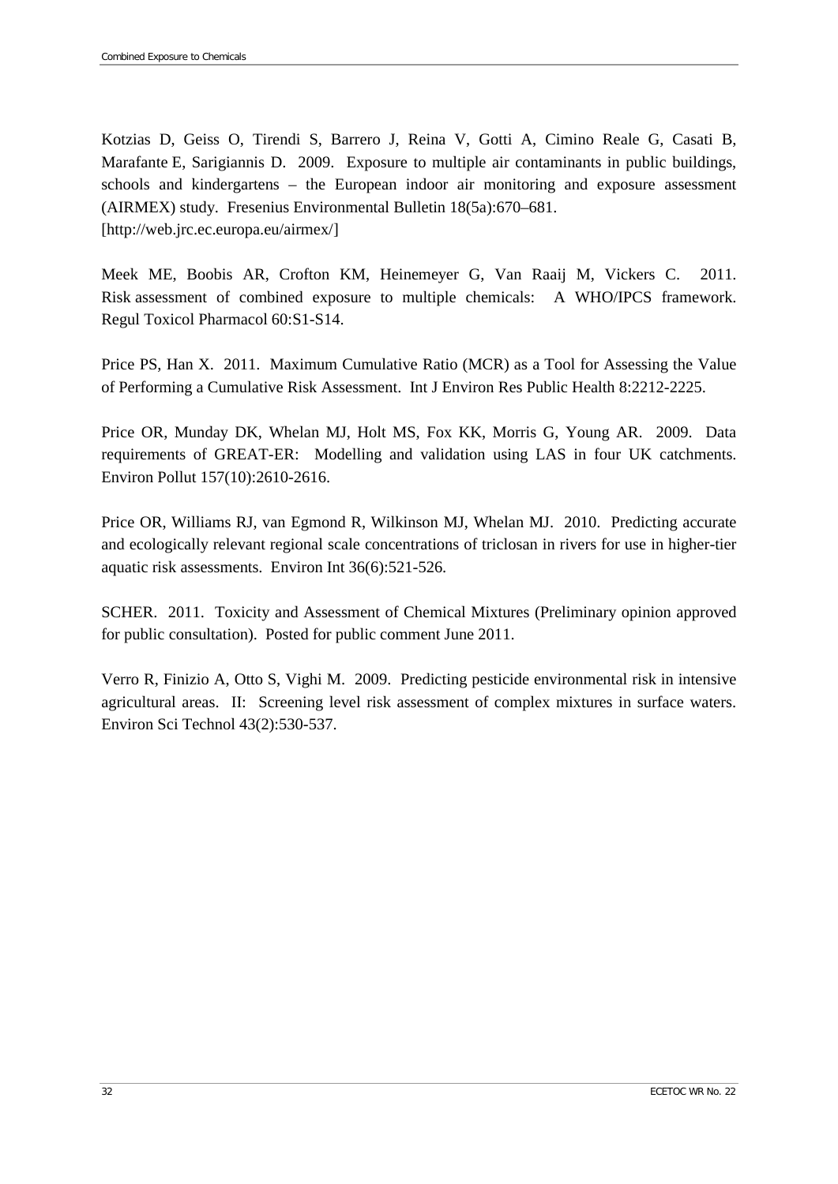Kotzias D, Geiss O, Tirendi S, Barrero J, Reina V, Gotti A, Cimino Reale G, Casati B, Marafante E, Sarigiannis D. 2009. Exposure to multiple air contaminants in public buildings, schools and kindergartens – the European indoor air monitoring and exposure assessment (AIRMEX) study. Fresenius Environmental Bulletin 18(5a):670–681. [http://web.jrc.ec.europa.eu/airmex/]

Meek ME, Boobis AR, Crofton KM, Heinemeyer G, Van Raaij M, Vickers C. 2011. Risk assessment of combined exposure to multiple chemicals: A WHO/IPCS framework. Regul Toxicol Pharmacol 60:S1-S14.

Price PS, Han X. 2011. Maximum Cumulative Ratio (MCR) as a Tool for Assessing the Value of Performing a Cumulative Risk Assessment. Int J Environ Res Public Health 8:2212-2225.

Price OR, Munday DK, Whelan MJ, Holt MS, Fox KK, Morris G, Young AR. 2009. Data requirements of GREAT-ER: Modelling and validation using LAS in four UK catchments. Environ Pollut 157(10):2610-2616.

Price OR, Williams RJ, van Egmond R, Wilkinson MJ, Whelan MJ. 2010. Predicting accurate and ecologically relevant regional scale concentrations of triclosan in rivers for use in higher-tier aquatic risk assessments. Environ Int 36(6):521-526.

SCHER. 2011. Toxicity and Assessment of Chemical Mixtures (Preliminary opinion approved for public consultation). Posted for public comment June 2011.

Verro R, Finizio A, Otto S, Vighi M. 2009. Predicting pesticide environmental risk in intensive agricultural areas. II: Screening level risk assessment of complex mixtures in surface waters. Environ Sci Technol 43(2):530-537.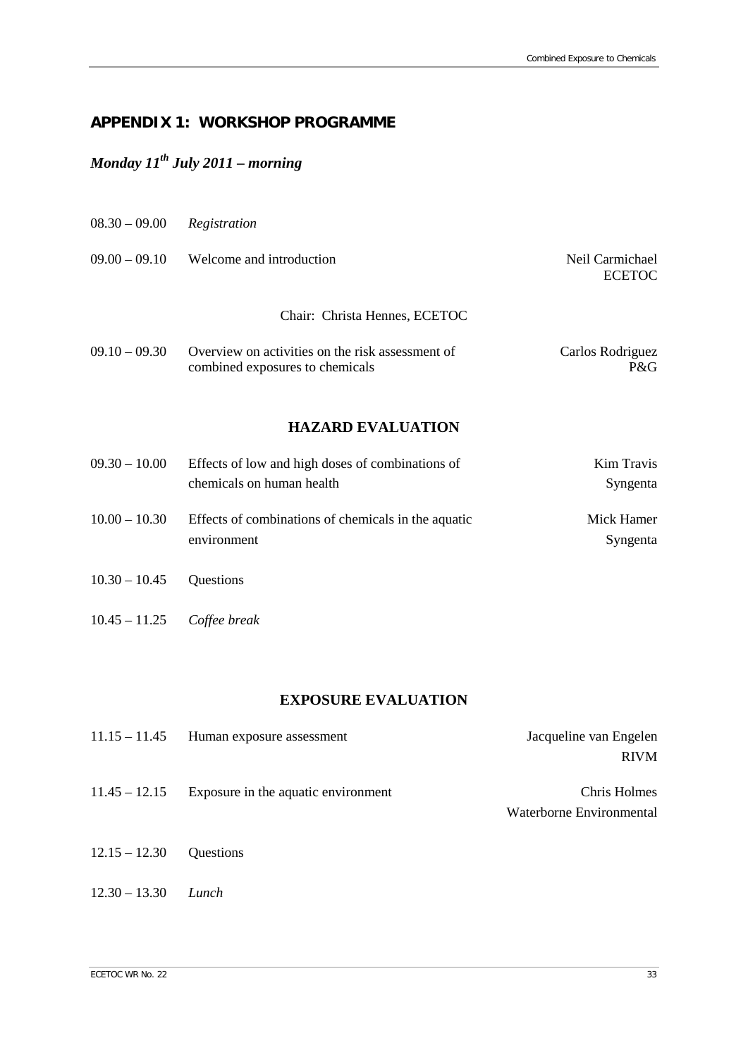## APPENDIX 1: WORKSHOP PROGRAMME

### *Monday 11th July 2011 – morning*

| | | |
|---|---|---|
| 08.30 – 09.00 | *Registration* | |
| 09.00 – 09.10 | Welcome and introduction | Neil Carmichael ECETOC |

Chair: Christa Hennes, ECETOC

| | | |
|---|---|---|
| 09.10 – 09.30 | Overview on activities on the risk assessment of combined exposures to chemicals | Carlos Rodriguez P&G |

### HAZARD EVALUATION

| | | |
|---|---|---|
| 09.30 – 10.00 | Effects of low and high doses of combinations of chemicals on human health | Kim Travis Syngenta |
| 10.00 – 10.30 | Effects of combinations of chemicals in the aquatic environment | Mick Hamer Syngenta |
| 10.30 – 10.45 | Questions | |
| 10.45 – 11.25 | *Coffee break* | |

### EXPOSURE EVALUATION

| | | |
|---|---|---|
| 11.15 – 11.45 | Human exposure assessment | Jacqueline van Engelen RIVM |
| 11.45 – 12.15 | Exposure in the aquatic environment | Chris Holmes Waterborne Environmental |
| 12.15 – 12.30 | Questions | |
| 12.30 – 13.30 | *Lunch* | |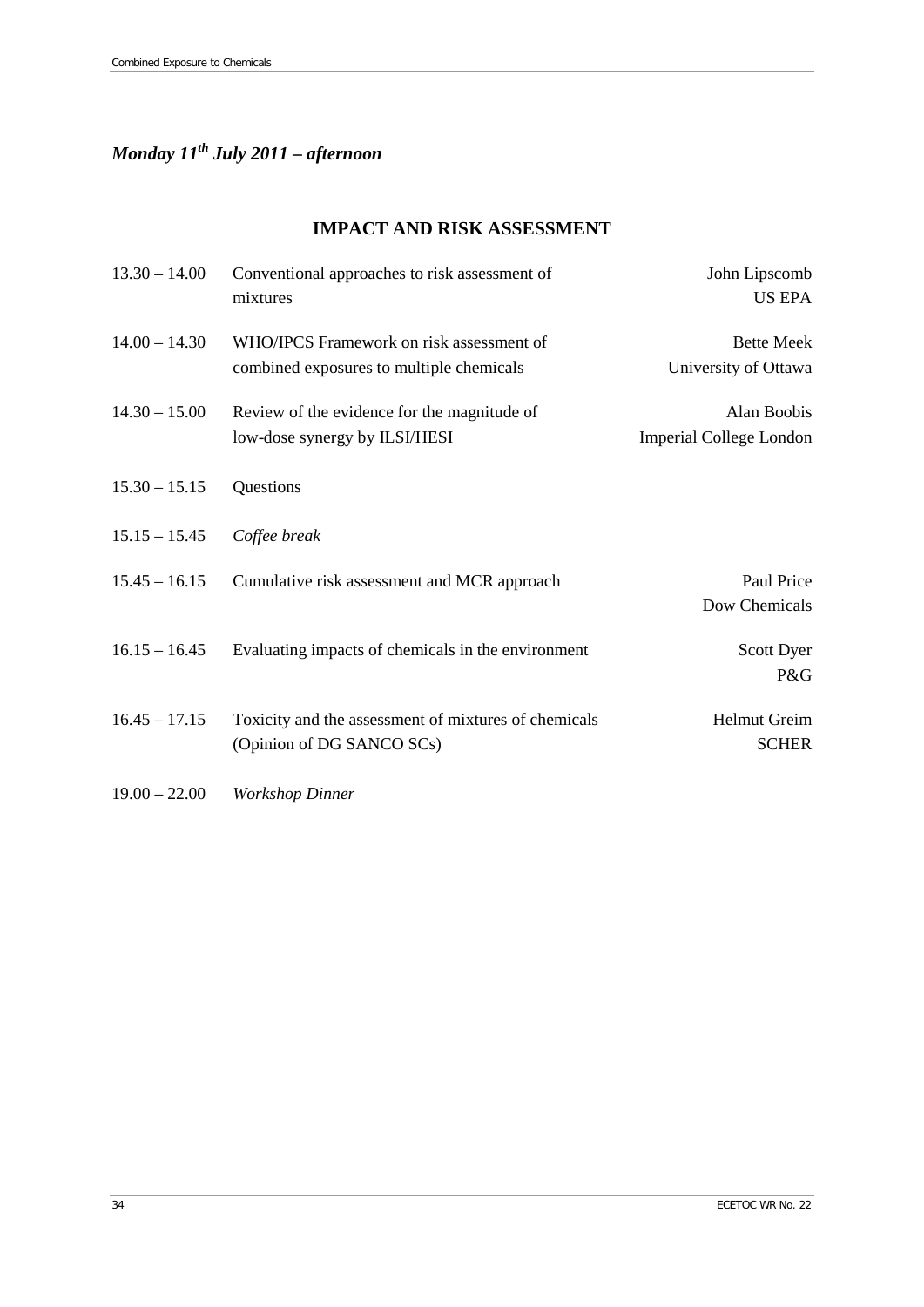***Monday 11th July 2011 – afternoon***

## IMPACT AND RISK ASSESSMENT

| | | |
|---|---|---|
| 13.30 – 14.00 | Conventional approaches to risk assessment of mixtures | John Lipscomb<br>US EPA |
| 14.00 – 14.30 | WHO/IPCS Framework on risk assessment of combined exposures to multiple chemicals | Bette Meek<br>University of Ottawa |
| 14.30 – 15.00 | Review of the evidence for the magnitude of low-dose synergy by ILSI/HESI | Alan Boobis<br>Imperial College London |
| 15.30 – 15.15 | Questions | |
| 15.15 – 15.45 | *Coffee break* | |
| 15.45 – 16.15 | Cumulative risk assessment and MCR approach | Paul Price<br>Dow Chemicals |
| 16.15 – 16.45 | Evaluating impacts of chemicals in the environment | Scott Dyer<br>P&G |
| 16.45 – 17.15 | Toxicity and the assessment of mixtures of chemicals (Opinion of DG SANCO SCs) | Helmut Greim<br>SCHER |
| 19.00 – 22.00 | *Workshop Dinner* | |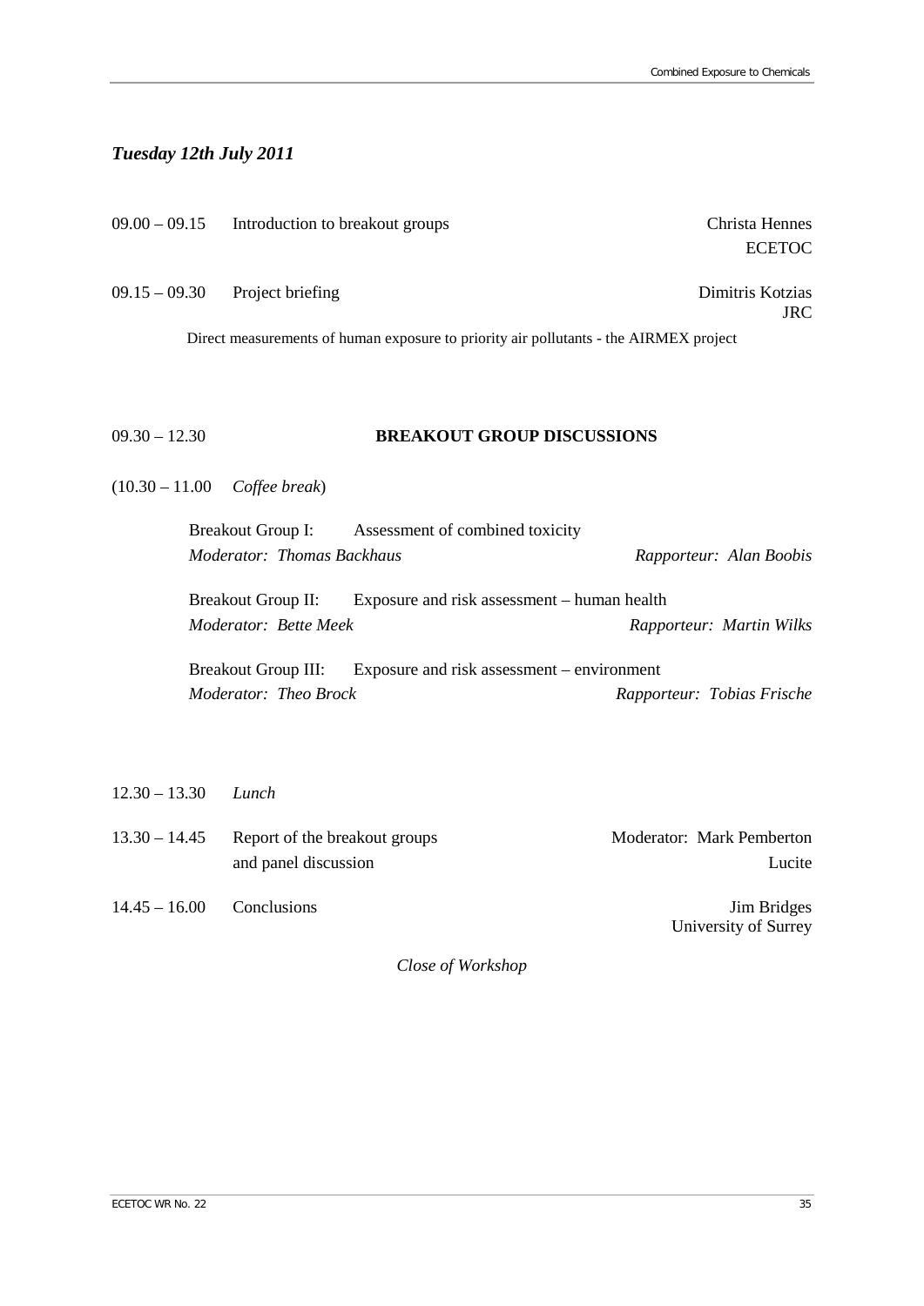*Tuesday 12th July 2011*

09.00 – 09.15 Introduction to breakout groups — Christa Hennes, ECETOC

09.15 – 09.30 Project briefing — Dimitris Kotzias, JRC

Direct measurements of human exposure to priority air pollutants - the AIRMEX project

09.30 – 12.30 **BREAKOUT GROUP DISCUSSIONS**

(10.30 – 11.00 *Coffee break*)

Breakout Group I: Assessment of combined toxicity
*Moderator: Thomas Backhaus* — *Rapporteur: Alan Boobis*

Breakout Group II: Exposure and risk assessment – human health
*Moderator: Bette Meek* — *Rapporteur: Martin Wilks*

Breakout Group III: Exposure and risk assessment – environment
*Moderator: Theo Brock* — *Rapporteur: Tobias Frische*

12.30 – 13.30 *Lunch*

13.30 – 14.45 Report of the breakout groups and panel discussion — Moderator: Mark Pemberton, Lucite

14.45 – 16.00 Conclusions — Jim Bridges, University of Surrey

*Close of Workshop*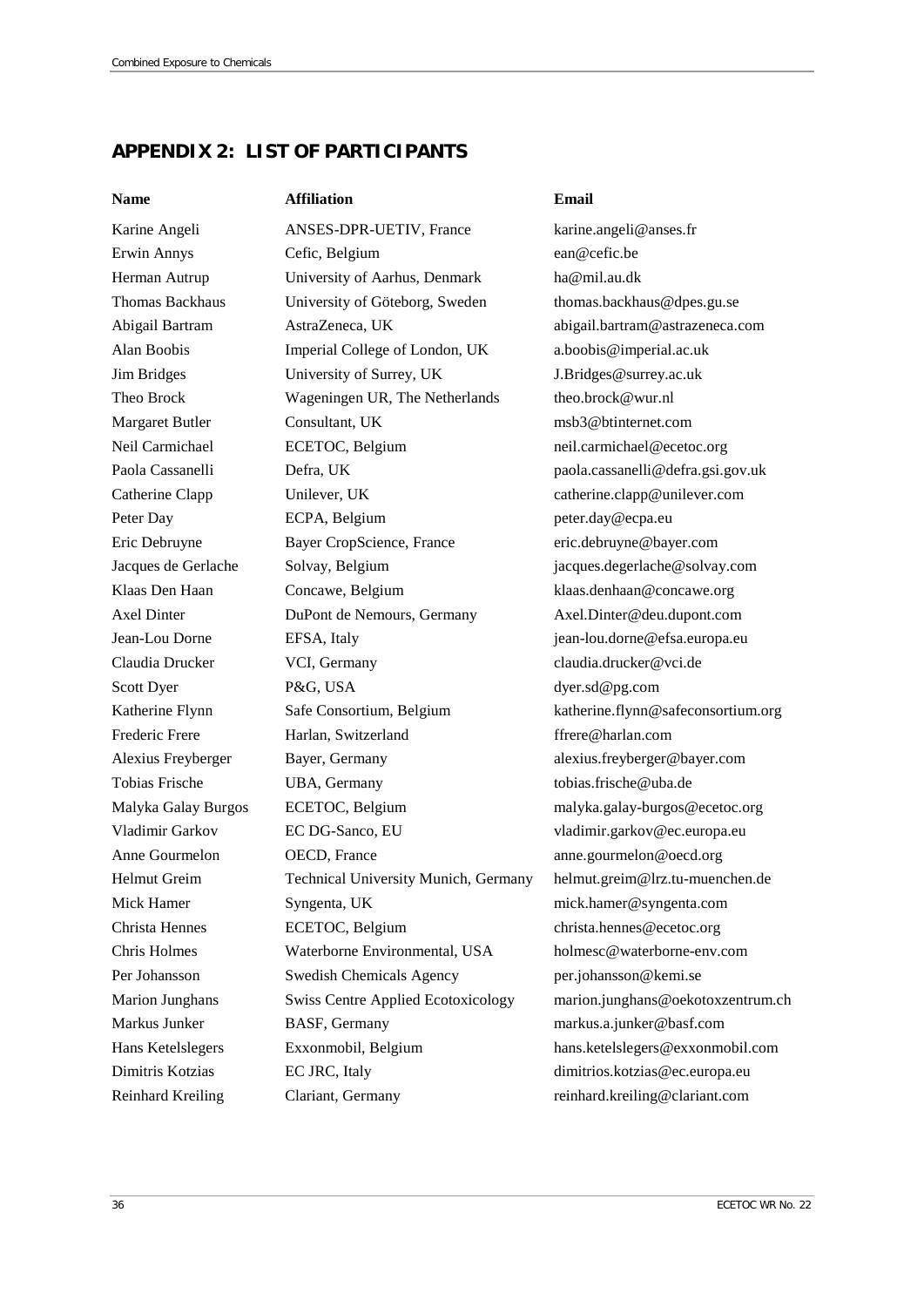## APPENDIX 2: LIST OF PARTICIPANTS

| Name | Affiliation | Email |
|---|---|---|
| Karine Angeli | ANSES-DPR-UETIV, France | karine.angeli@anses.fr |
| Erwin Annys | Cefic, Belgium | ean@cefic.be |
| Herman Autrup | University of Aarhus, Denmark | ha@mil.au.dk |
| Thomas Backhaus | University of Göteborg, Sweden | thomas.backhaus@dpes.gu.se |
| Abigail Bartram | AstraZeneca, UK | abigail.bartram@astrazeneca.com |
| Alan Boobis | Imperial College of London, UK | a.boobis@imperial.ac.uk |
| Jim Bridges | University of Surrey, UK | J.Bridges@surrey.ac.uk |
| Theo Brock | Wageningen UR, The Netherlands | theo.brock@wur.nl |
| Margaret Butler | Consultant, UK | msb3@btinternet.com |
| Neil Carmichael | ECETOC, Belgium | neil.carmichael@ecetoc.org |
| Paola Cassanelli | Defra, UK | paola.cassanelli@defra.gsi.gov.uk |
| Catherine Clapp | Unilever, UK | catherine.clapp@unilever.com |
| Peter Day | ECPA, Belgium | peter.day@ecpa.eu |
| Eric Debruyne | Bayer CropScience, France | eric.debruyne@bayer.com |
| Jacques de Gerlache | Solvay, Belgium | jacques.degerlache@solvay.com |
| Klaas Den Haan | Concawe, Belgium | klaas.denhaan@concawe.org |
| Axel Dinter | DuPont de Nemours, Germany | Axel.Dinter@deu.dupont.com |
| Jean-Lou Dorne | EFSA, Italy | jean-lou.dorne@efsa.europa.eu |
| Claudia Drucker | VCI, Germany | claudia.drucker@vci.de |
| Scott Dyer | P&G, USA | dyer.sd@pg.com |
| Katherine Flynn | Safe Consortium, Belgium | katherine.flynn@safeconsortium.org |
| Frederic Frere | Harlan, Switzerland | ffrere@harlan.com |
| Alexius Freyberger | Bayer, Germany | alexius.freyberger@bayer.com |
| Tobias Frische | UBA, Germany | tobias.frische@uba.de |
| Malyka Galay Burgos | ECETOC, Belgium | malyka.galay-burgos@ecetoc.org |
| Vladimir Garkov | EC DG-Sanco, EU | vladimir.garkov@ec.europa.eu |
| Anne Gourmelon | OECD, France | anne.gourmelon@oecd.org |
| Helmut Greim | Technical University Munich, Germany | helmut.greim@lrz.tu-muenchen.de |
| Mick Hamer | Syngenta, UK | mick.hamer@syngenta.com |
| Christa Hennes | ECETOC, Belgium | christa.hennes@ecetoc.org |
| Chris Holmes | Waterborne Environmental, USA | holmesc@waterborne-env.com |
| Per Johansson | Swedish Chemicals Agency | per.johansson@kemi.se |
| Marion Junghans | Swiss Centre Applied Ecotoxicology | marion.junghans@oekotoxzentrum.ch |
| Markus Junker | BASF, Germany | markus.a.junker@basf.com |
| Hans Ketelslegers | Exxonmobil, Belgium | hans.ketelslegers@exxonmobil.com |
| Dimitris Kotzias | EC JRC, Italy | dimitrios.kotzias@ec.europa.eu |
| Reinhard Kreiling | Clariant, Germany | reinhard.kreiling@clariant.com |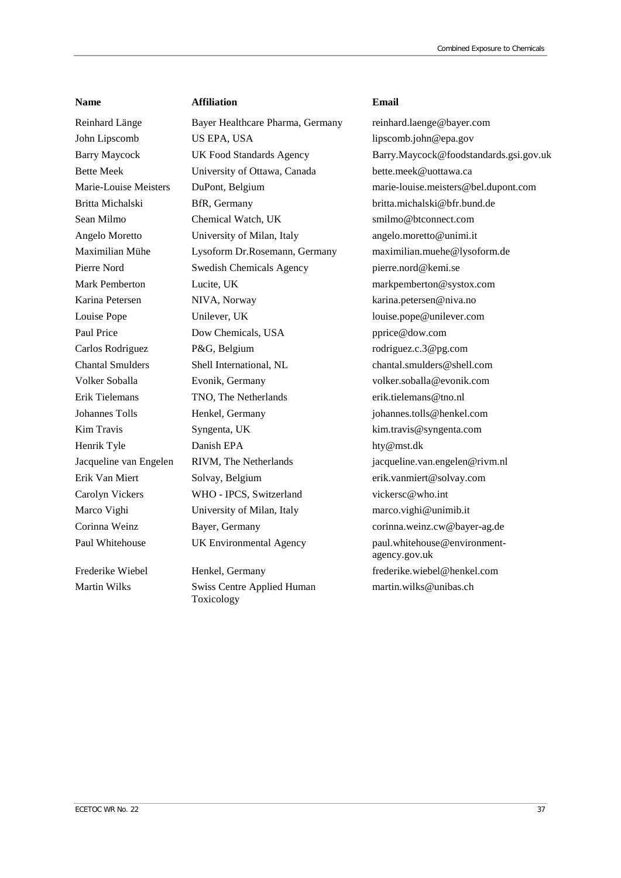| Name | Affiliation | Email |
| --- | --- | --- |
| Reinhard Länge | Bayer Healthcare Pharma, Germany | reinhard.laenge@bayer.com |
| John Lipscomb | US EPA, USA | lipscomb.john@epa.gov |
| Barry Maycock | UK Food Standards Agency | Barry.Maycock@foodstandards.gsi.gov.uk |
| Bette Meek | University of Ottawa, Canada | bette.meek@uottawa.ca |
| Marie-Louise Meisters | DuPont, Belgium | marie-louise.meisters@bel.dupont.com |
| Britta Michalski | BfR, Germany | britta.michalski@bfr.bund.de |
| Sean Milmo | Chemical Watch, UK | smilmo@btconnect.com |
| Angelo Moretto | University of Milan, Italy | angelo.moretto@unimi.it |
| Maximilian Mühe | Lysoform Dr.Rosemann, Germany | maximilian.muehe@lysoform.de |
| Pierre Nord | Swedish Chemicals Agency | pierre.nord@kemi.se |
| Mark Pemberton | Lucite, UK | markpemberton@systox.com |
| Karina Petersen | NIVA, Norway | karina.petersen@niva.no |
| Louise Pope | Unilever, UK | louise.pope@unilever.com |
| Paul Price | Dow Chemicals, USA | pprice@dow.com |
| Carlos Rodriguez | P&G, Belgium | rodriguez.c.3@pg.com |
| Chantal Smulders | Shell International, NL | chantal.smulders@shell.com |
| Volker Soballa | Evonik, Germany | volker.soballa@evonik.com |
| Erik Tielemans | TNO, The Netherlands | erik.tielemans@tno.nl |
| Johannes Tolls | Henkel, Germany | johannes.tolls@henkel.com |
| Kim Travis | Syngenta, UK | kim.travis@syngenta.com |
| Henrik Tyle | Danish EPA | hty@mst.dk |
| Jacqueline van Engelen | RIVM, The Netherlands | jacqueline.van.engelen@rivm.nl |
| Erik Van Miert | Solvay, Belgium | erik.vanmiert@solvay.com |
| Carolyn Vickers | WHO - IPCS, Switzerland | vickersc@who.int |
| Marco Vighi | University of Milan, Italy | marco.vighi@unimib.it |
| Corinna Weinz | Bayer, Germany | corinna.weinz.cw@bayer-ag.de |
| Paul Whitehouse | UK Environmental Agency | paul.whitehouse@environment-agency.gov.uk |
| Frederike Wiebel | Henkel, Germany | frederike.wiebel@henkel.com |
| Martin Wilks | Swiss Centre Applied Human Toxicology | martin.wilks@unibas.ch |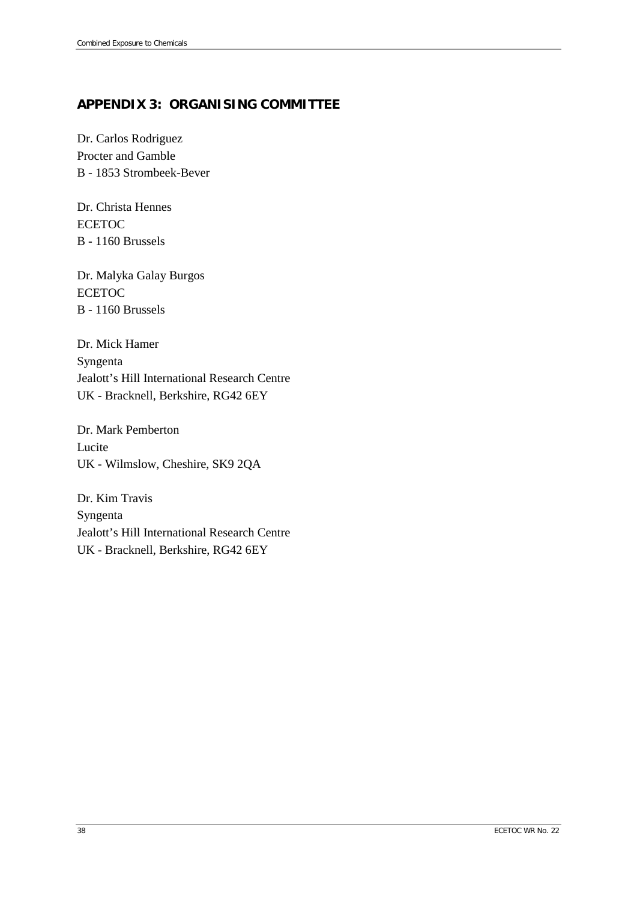## APPENDIX 3: ORGANISING COMMITTEE

Dr. Carlos Rodriguez
Procter and Gamble
B - 1853 Strombeek-Bever

Dr. Christa Hennes
ECETOC
B - 1160 Brussels

Dr. Malyka Galay Burgos
ECETOC
B - 1160 Brussels

Dr. Mick Hamer
Syngenta
Jealott's Hill International Research Centre
UK - Bracknell, Berkshire, RG42 6EY

Dr. Mark Pemberton
Lucite
UK - Wilmslow, Cheshire, SK9 2QA

Dr. Kim Travis
Syngenta
Jealott's Hill International Research Centre
UK - Bracknell, Berkshire, RG42 6EY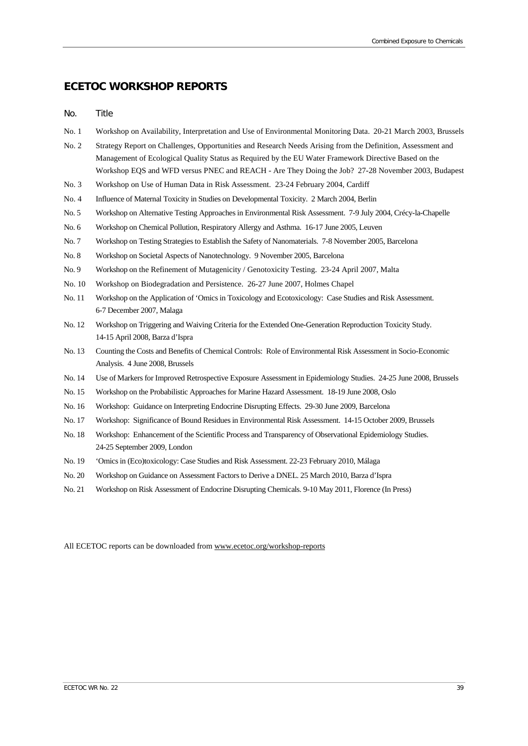## ECETOC WORKSHOP REPORTS

| No. | Title |
| --- | --- |
| No. 1 | Workshop on Availability, Interpretation and Use of Environmental Monitoring Data. 20-21 March 2003, Brussels |
| No. 2 | Strategy Report on Challenges, Opportunities and Research Needs Arising from the Definition, Assessment and Management of Ecological Quality Status as Required by the EU Water Framework Directive Based on the Workshop EQS and WFD versus PNEC and REACH - Are They Doing the Job? 27-28 November 2003, Budapest |
| No. 3 | Workshop on Use of Human Data in Risk Assessment. 23-24 February 2004, Cardiff |
| No. 4 | Influence of Maternal Toxicity in Studies on Developmental Toxicity. 2 March 2004, Berlin |
| No. 5 | Workshop on Alternative Testing Approaches in Environmental Risk Assessment. 7-9 July 2004, Crécy-la-Chapelle |
| No. 6 | Workshop on Chemical Pollution, Respiratory Allergy and Asthma. 16-17 June 2005, Leuven |
| No. 7 | Workshop on Testing Strategies to Establish the Safety of Nanomaterials. 7-8 November 2005, Barcelona |
| No. 8 | Workshop on Societal Aspects of Nanotechnology. 9 November 2005, Barcelona |
| No. 9 | Workshop on the Refinement of Mutagenicity / Genotoxicity Testing. 23-24 April 2007, Malta |
| No. 10 | Workshop on Biodegradation and Persistence. 26-27 June 2007, Holmes Chapel |
| No. 11 | Workshop on the Application of 'Omics in Toxicology and Ecotoxicology: Case Studies and Risk Assessment. 6-7 December 2007, Malaga |
| No. 12 | Workshop on Triggering and Waiving Criteria for the Extended One-Generation Reproduction Toxicity Study. 14-15 April 2008, Barza d'Ispra |
| No. 13 | Counting the Costs and Benefits of Chemical Controls: Role of Environmental Risk Assessment in Socio-Economic Analysis. 4 June 2008, Brussels |
| No. 14 | Use of Markers for Improved Retrospective Exposure Assessment in Epidemiology Studies. 24-25 June 2008, Brussels |
| No. 15 | Workshop on the Probabilistic Approaches for Marine Hazard Assessment. 18-19 June 2008, Oslo |
| No. 16 | Workshop: Guidance on Interpreting Endocrine Disrupting Effects. 29-30 June 2009, Barcelona |
| No. 17 | Workshop: Significance of Bound Residues in Environmental Risk Assessment. 14-15 October 2009, Brussels |
| No. 18 | Workshop: Enhancement of the Scientific Process and Transparency of Observational Epidemiology Studies. 24-25 September 2009, London |
| No. 19 | 'Omics in (Eco)toxicology: Case Studies and Risk Assessment. 22-23 February 2010, Málaga |
| No. 20 | Workshop on Guidance on Assessment Factors to Derive a DNEL. 25 March 2010, Barza d'Ispra |
| No. 21 | Workshop on Risk Assessment of Endocrine Disrupting Chemicals. 9-10 May 2011, Florence (In Press) |

All ECETOC reports can be downloaded from www.ecetoc.org/workshop-reports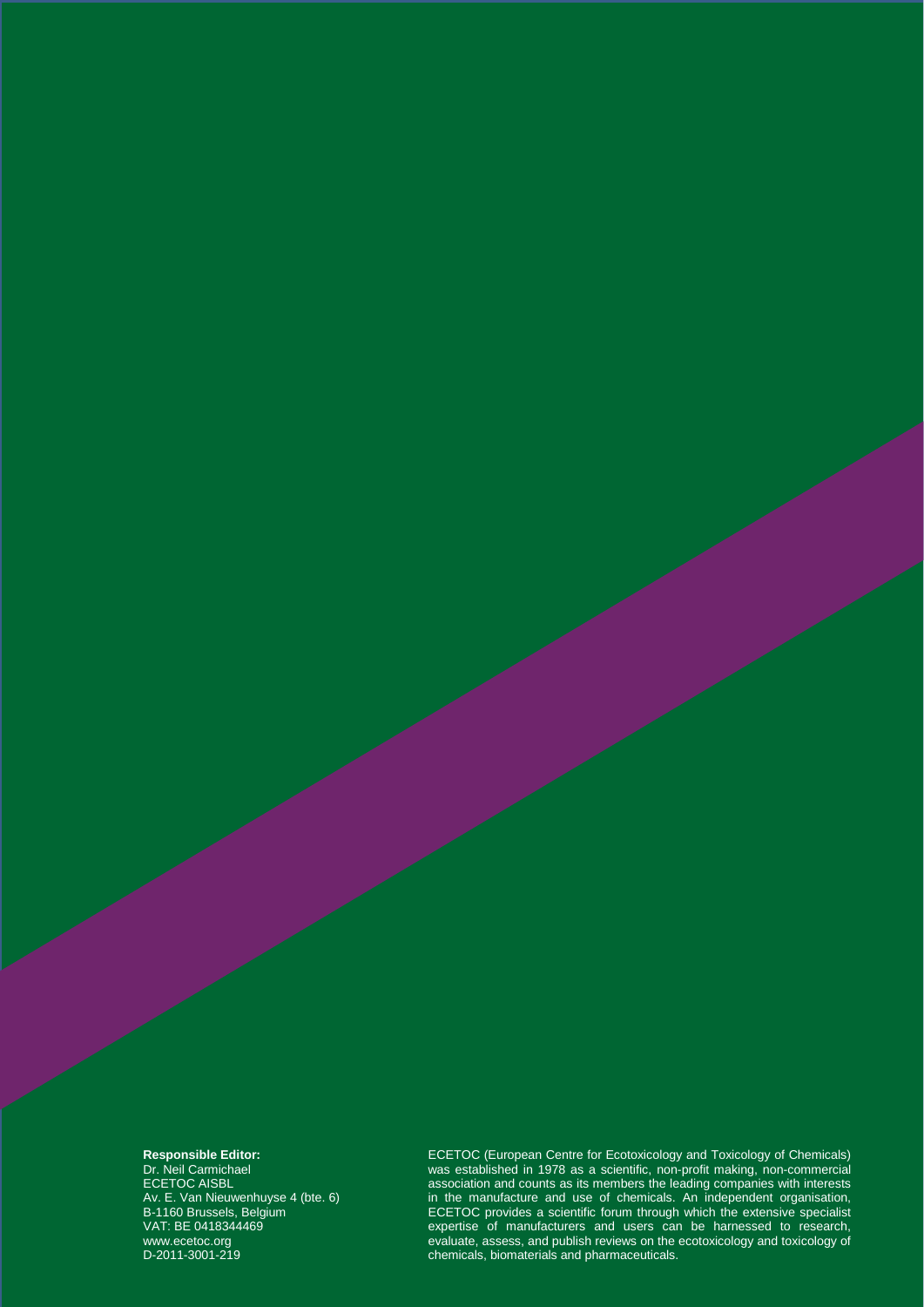**Responsible Editor:**
Dr. Neil Carmichael
ECETOC AISBL
Av. E. Van Nieuwenhuyse 4 (bte. 6)
B-1160 Brussels, Belgium
VAT: BE 0418344469
www.ecetoc.org
D-2011-3001-219

ECETOC (European Centre for Ecotoxicology and Toxicology of Chemicals) was established in 1978 as a scientific, non-profit making, non-commercial association and counts as its members the leading companies with interests in the manufacture and use of chemicals. An independent organisation, ECETOC provides a scientific forum through which the extensive specialist expertise of manufacturers and users can be harnessed to research, evaluate, assess, and publish reviews on the ecotoxicology and toxicology of chemicals, biomaterials and pharmaceuticals.